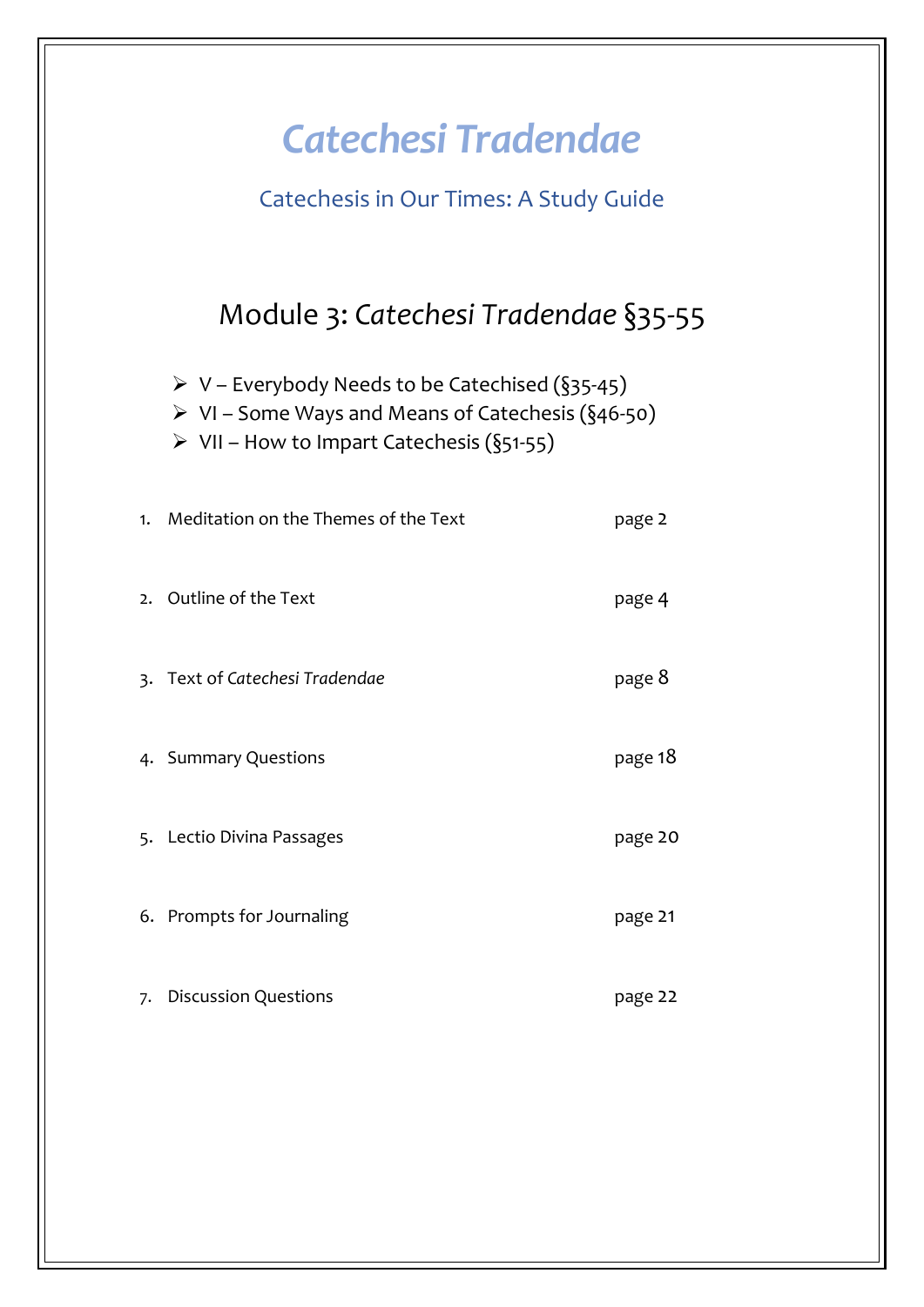# *Catechesi Tradendae*

## Catechesis in Our Times: A Study Guide

## Module 3: *Catechesi Tradendae* §35-55

- V – Everybody Needs to be Catechised (§35-45)
- VI – Some Ways and Means of Catechesis (§46-50)
- VII – How to Impart Catechesis (§51-55)

1. Meditation on the Themes of the Text — page 2
2. Outline of the Text — page 4
3. Text of *Catechesi Tradendae* — page 8
4. Summary Questions — page 18
5. Lectio Divina Passages — page 20
6. Prompts for Journaling — page 21
7. Discussion Questions — page 22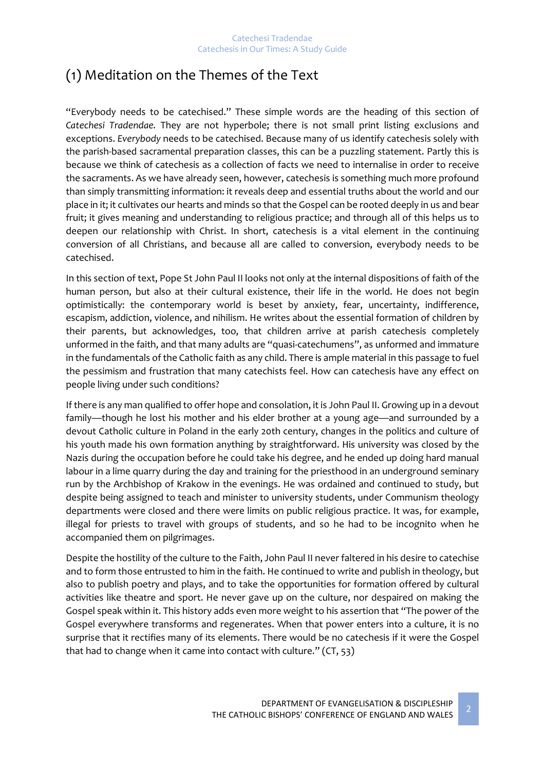# (1) Meditation on the Themes of the Text

"Everybody needs to be catechised." These simple words are the heading of this section of *Catechesi Tradendae.* They are not hyperbole; there is not small print listing exclusions and exceptions. *Everybody* needs to be catechised. Because many of us identify catechesis solely with the parish-based sacramental preparation classes, this can be a puzzling statement. Partly this is because we think of catechesis as a collection of facts we need to internalise in order to receive the sacraments. As we have already seen, however, catechesis is something much more profound than simply transmitting information: it reveals deep and essential truths about the world and our place in it; it cultivates our hearts and minds so that the Gospel can be rooted deeply in us and bear fruit; it gives meaning and understanding to religious practice; and through all of this helps us to deepen our relationship with Christ. In short, catechesis is a vital element in the continuing conversion of all Christians, and because all are called to conversion, everybody needs to be catechised.

In this section of text, Pope St John Paul II looks not only at the internal dispositions of faith of the human person, but also at their cultural existence, their life in the world. He does not begin optimistically: the contemporary world is beset by anxiety, fear, uncertainty, indifference, escapism, addiction, violence, and nihilism. He writes about the essential formation of children by their parents, but acknowledges, too, that children arrive at parish catechesis completely unformed in the faith, and that many adults are "quasi-catechumens", as unformed and immature in the fundamentals of the Catholic faith as any child. There is ample material in this passage to fuel the pessimism and frustration that many catechists feel. How can catechesis have any effect on people living under such conditions?

If there is any man qualified to offer hope and consolation, it is John Paul II. Growing up in a devout family—though he lost his mother and his elder brother at a young age—and surrounded by a devout Catholic culture in Poland in the early 20th century, changes in the politics and culture of his youth made his own formation anything by straightforward. His university was closed by the Nazis during the occupation before he could take his degree, and he ended up doing hard manual labour in a lime quarry during the day and training for the priesthood in an underground seminary run by the Archbishop of Krakow in the evenings. He was ordained and continued to study, but despite being assigned to teach and minister to university students, under Communism theology departments were closed and there were limits on public religious practice. It was, for example, illegal for priests to travel with groups of students, and so he had to be incognito when he accompanied them on pilgrimages.

Despite the hostility of the culture to the Faith, John Paul II never faltered in his desire to catechise and to form those entrusted to him in the faith. He continued to write and publish in theology, but also to publish poetry and plays, and to take the opportunities for formation offered by cultural activities like theatre and sport. He never gave up on the culture, nor despaired on making the Gospel speak within it. This history adds even more weight to his assertion that "The power of the Gospel everywhere transforms and regenerates. When that power enters into a culture, it is no surprise that it rectifies many of its elements. There would be no catechesis if it were the Gospel that had to change when it came into contact with culture." (CT, 53)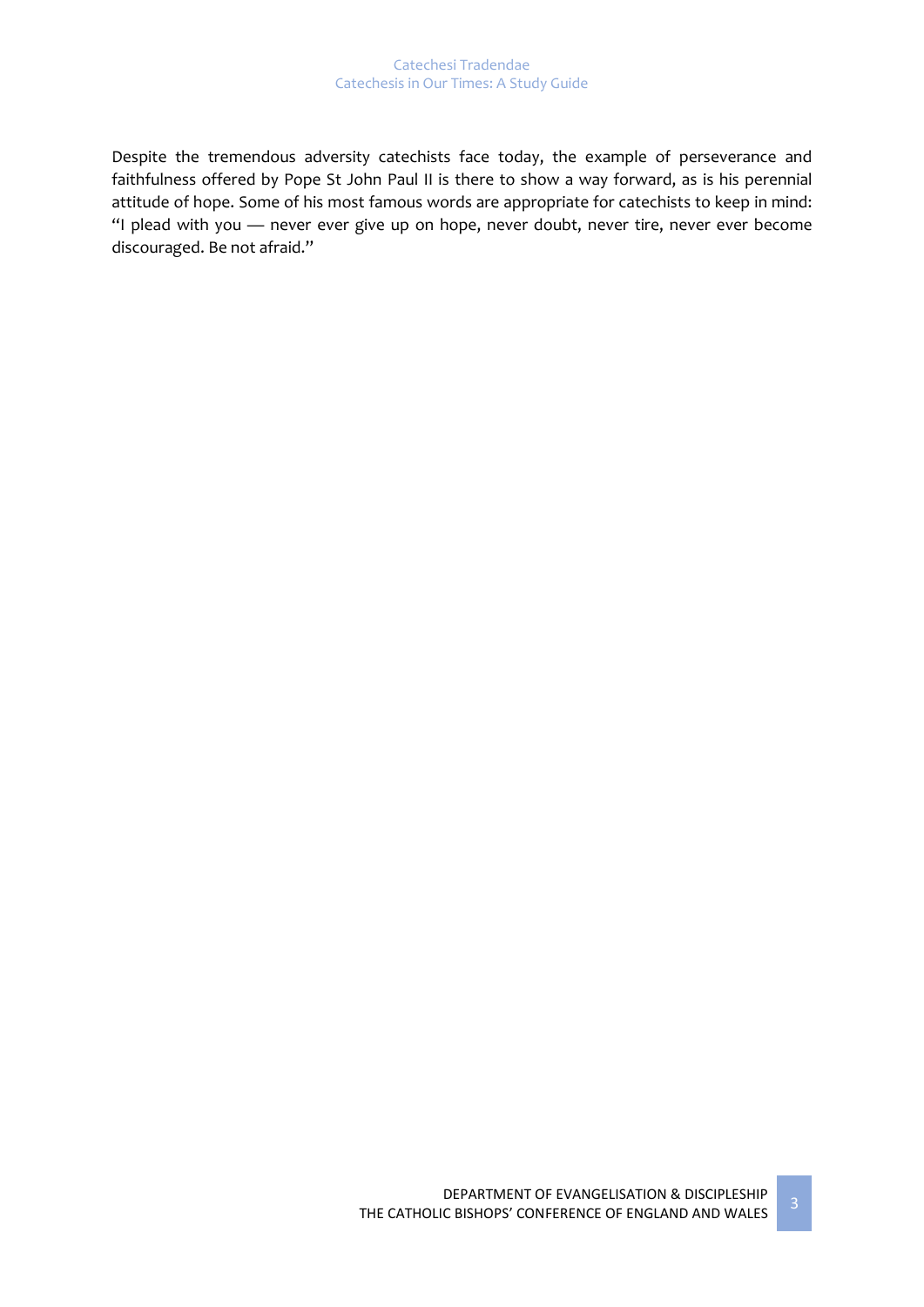Despite the tremendous adversity catechists face today, the example of perseverance and faithfulness offered by Pope St John Paul II is there to show a way forward, as is his perennial attitude of hope. Some of his most famous words are appropriate for catechists to keep in mind: "I plead with you — never ever give up on hope, never doubt, never tire, never ever become discouraged. Be not afraid."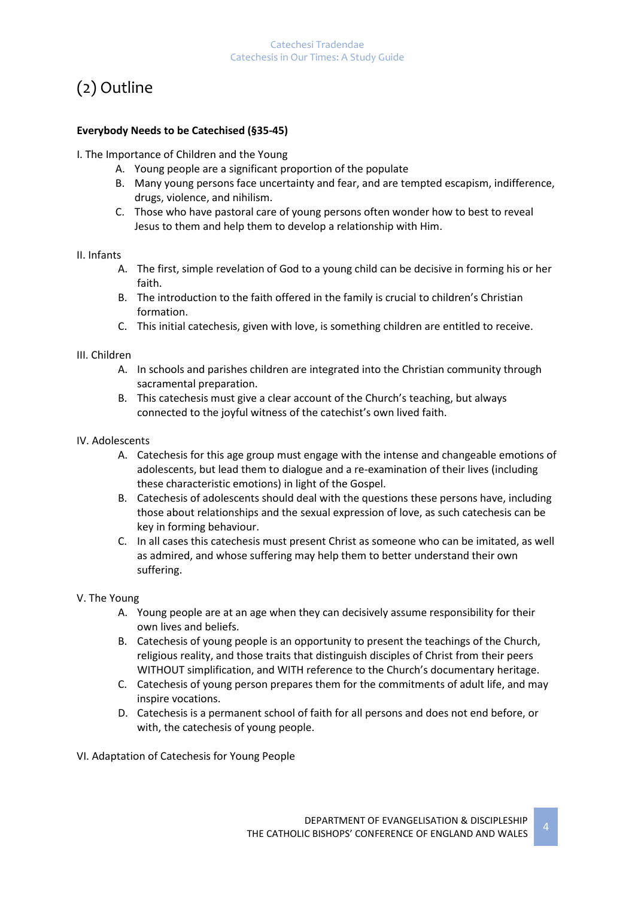# (2) Outline

**Everybody Needs to be Catechised (§35-45)**

I. The Importance of Children and the Young

A. Young people are a significant proportion of the populate
B. Many young persons face uncertainty and fear, and are tempted escapism, indifference, drugs, violence, and nihilism.
C. Those who have pastoral care of young persons often wonder how to best to reveal Jesus to them and help them to develop a relationship with Him.

II. Infants

A. The first, simple revelation of God to a young child can be decisive in forming his or her faith.
B. The introduction to the faith offered in the family is crucial to children's Christian formation.
C. This initial catechesis, given with love, is something children are entitled to receive.

III. Children

A. In schools and parishes children are integrated into the Christian community through sacramental preparation.
B. This catechesis must give a clear account of the Church's teaching, but always connected to the joyful witness of the catechist's own lived faith.

IV. Adolescents

A. Catechesis for this age group must engage with the intense and changeable emotions of adolescents, but lead them to dialogue and a re-examination of their lives (including these characteristic emotions) in light of the Gospel.
B. Catechesis of adolescents should deal with the questions these persons have, including those about relationships and the sexual expression of love, as such catechesis can be key in forming behaviour.
C. In all cases this catechesis must present Christ as someone who can be imitated, as well as admired, and whose suffering may help them to better understand their own suffering.

V. The Young

A. Young people are at an age when they can decisively assume responsibility for their own lives and beliefs.
B. Catechesis of young people is an opportunity to present the teachings of the Church, religious reality, and those traits that distinguish disciples of Christ from their peers WITHOUT simplification, and WITH reference to the Church's documentary heritage.
C. Catechesis of young person prepares them for the commitments of adult life, and may inspire vocations.
D. Catechesis is a permanent school of faith for all persons and does not end before, or with, the catechesis of young people.

VI. Adaptation of Catechesis for Young People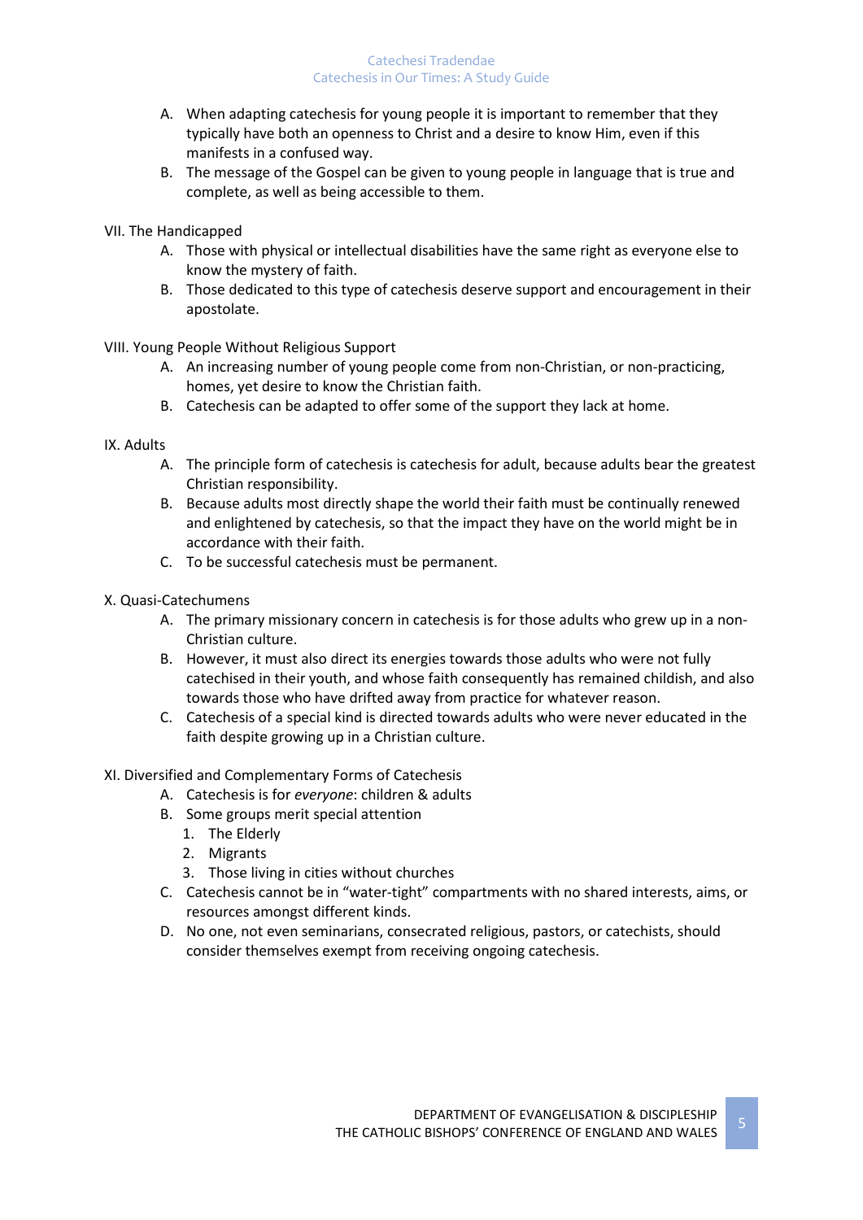A. When adapting catechesis for young people it is important to remember that they typically have both an openness to Christ and a desire to know Him, even if this manifests in a confused way.
B. The message of the Gospel can be given to young people in language that is true and complete, as well as being accessible to them.

VII. The Handicapped

A. Those with physical or intellectual disabilities have the same right as everyone else to know the mystery of faith.
B. Those dedicated to this type of catechesis deserve support and encouragement in their apostolate.

VIII. Young People Without Religious Support

A. An increasing number of young people come from non-Christian, or non-practicing, homes, yet desire to know the Christian faith.
B. Catechesis can be adapted to offer some of the support they lack at home.

IX. Adults

A. The principle form of catechesis is catechesis for adult, because adults bear the greatest Christian responsibility.
B. Because adults most directly shape the world their faith must be continually renewed and enlightened by catechesis, so that the impact they have on the world might be in accordance with their faith.
C. To be successful catechesis must be permanent.

X. Quasi-Catechumens

A. The primary missionary concern in catechesis is for those adults who grew up in a non-Christian culture.
B. However, it must also direct its energies towards those adults who were not fully catechised in their youth, and whose faith consequently has remained childish, and also towards those who have drifted away from practice for whatever reason.
C. Catechesis of a special kind is directed towards adults who were never educated in the faith despite growing up in a Christian culture.

XI. Diversified and Complementary Forms of Catechesis

A. Catechesis is for *everyone*: children & adults
B. Some groups merit special attention
   1. The Elderly
   2. Migrants
   3. Those living in cities without churches
C. Catechesis cannot be in "water-tight" compartments with no shared interests, aims, or resources amongst different kinds.
D. No one, not even seminarians, consecrated religious, pastors, or catechists, should consider themselves exempt from receiving ongoing catechesis.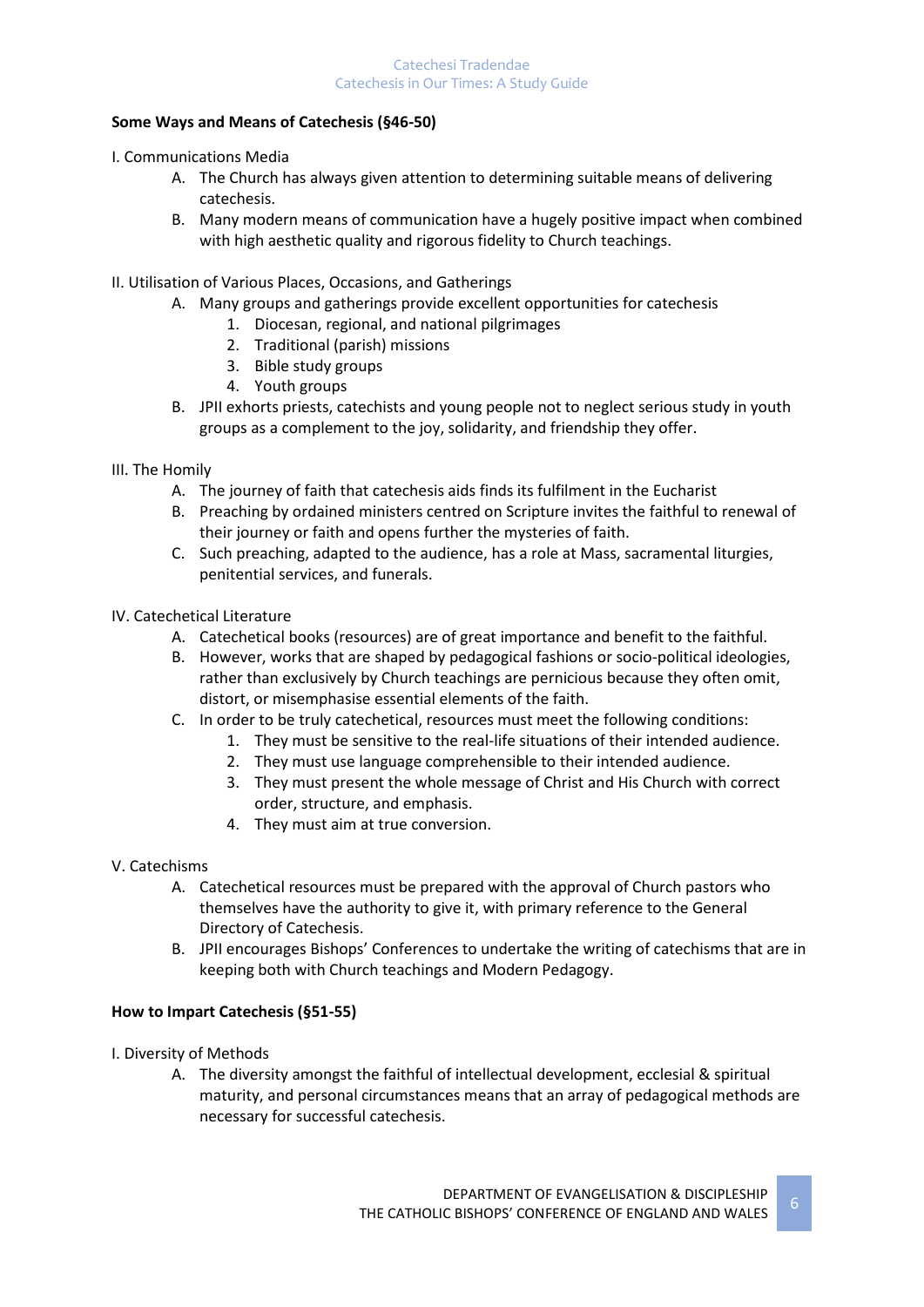**Some Ways and Means of Catechesis (§46-50)**

I. Communications Media

A. The Church has always given attention to determining suitable means of delivering catechesis.
B. Many modern means of communication have a hugely positive impact when combined with high aesthetic quality and rigorous fidelity to Church teachings.

II. Utilisation of Various Places, Occasions, and Gatherings

A. Many groups and gatherings provide excellent opportunities for catechesis
   1. Diocesan, regional, and national pilgrimages
   2. Traditional (parish) missions
   3. Bible study groups
   4. Youth groups
B. JPII exhorts priests, catechists and young people not to neglect serious study in youth groups as a complement to the joy, solidarity, and friendship they offer.

III. The Homily

A. The journey of faith that catechesis aids finds its fulfilment in the Eucharist
B. Preaching by ordained ministers centred on Scripture invites the faithful to renewal of their journey or faith and opens further the mysteries of faith.
C. Such preaching, adapted to the audience, has a role at Mass, sacramental liturgies, penitential services, and funerals.

IV. Catechetical Literature

A. Catechetical books (resources) are of great importance and benefit to the faithful.
B. However, works that are shaped by pedagogical fashions or socio-political ideologies, rather than exclusively by Church teachings are pernicious because they often omit, distort, or misemphasise essential elements of the faith.
C. In order to be truly catechetical, resources must meet the following conditions:
   1. They must be sensitive to the real-life situations of their intended audience.
   2. They must use language comprehensible to their intended audience.
   3. They must present the whole message of Christ and His Church with correct order, structure, and emphasis.
   4. They must aim at true conversion.

V. Catechisms

A. Catechetical resources must be prepared with the approval of Church pastors who themselves have the authority to give it, with primary reference to the General Directory of Catechesis.
B. JPII encourages Bishops' Conferences to undertake the writing of catechisms that are in keeping both with Church teachings and Modern Pedagogy.

**How to Impart Catechesis (§51-55)**

I. Diversity of Methods

A. The diversity amongst the faithful of intellectual development, ecclesial & spiritual maturity, and personal circumstances means that an array of pedagogical methods are necessary for successful catechesis.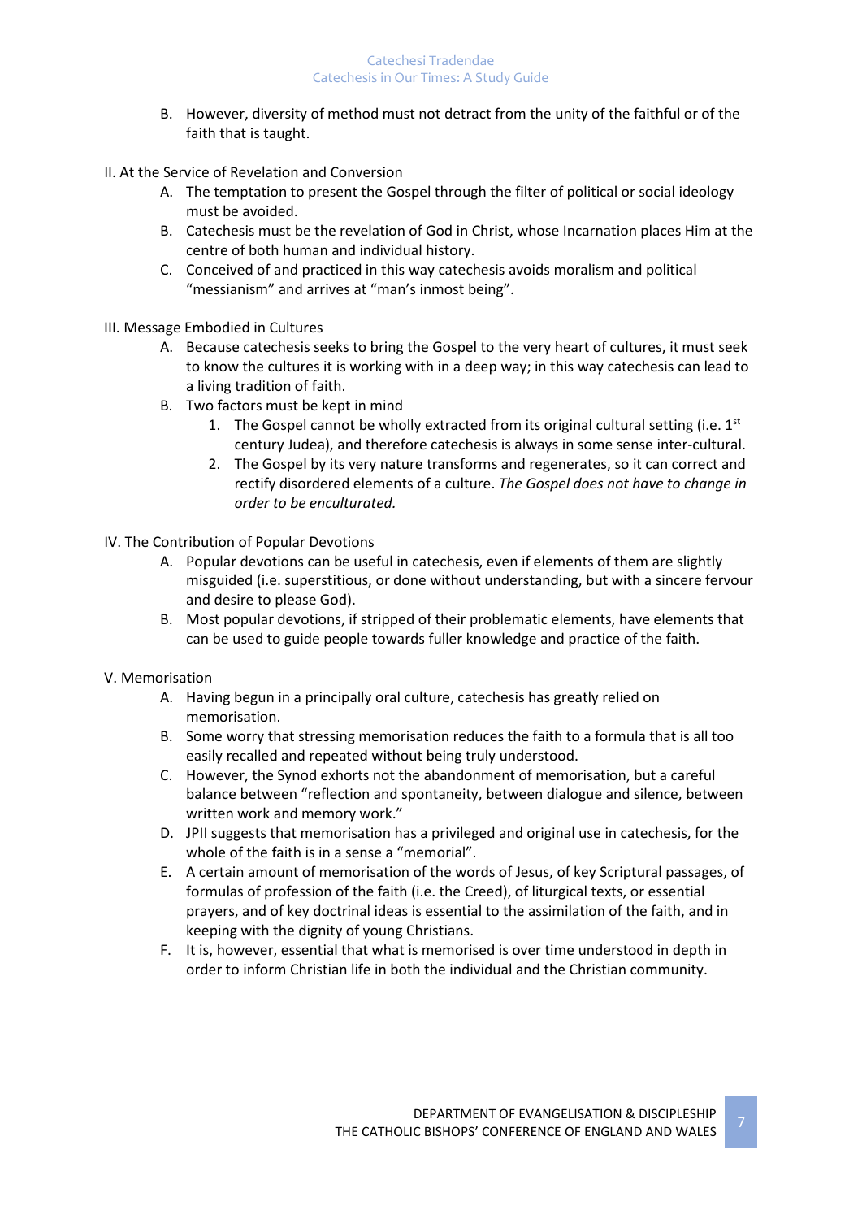B. However, diversity of method must not detract from the unity of the faithful or of the faith that is taught.

II. At the Service of Revelation and Conversion

A. The temptation to present the Gospel through the filter of political or social ideology must be avoided.

B. Catechesis must be the revelation of God in Christ, whose Incarnation places Him at the centre of both human and individual history.

C. Conceived of and practiced in this way catechesis avoids moralism and political "messianism" and arrives at "man's inmost being".

III. Message Embodied in Cultures

A. Because catechesis seeks to bring the Gospel to the very heart of cultures, it must seek to know the cultures it is working with in a deep way; in this way catechesis can lead to a living tradition of faith.

B. Two factors must be kept in mind

1. The Gospel cannot be wholly extracted from its original cultural setting (i.e. 1st century Judea), and therefore catechesis is always in some sense inter-cultural.
2. The Gospel by its very nature transforms and regenerates, so it can correct and rectify disordered elements of a culture. *The Gospel does not have to change in order to be enculturated.*

IV. The Contribution of Popular Devotions

A. Popular devotions can be useful in catechesis, even if elements of them are slightly misguided (i.e. superstitious, or done without understanding, but with a sincere fervour and desire to please God).

B. Most popular devotions, if stripped of their problematic elements, have elements that can be used to guide people towards fuller knowledge and practice of the faith.

V. Memorisation

A. Having begun in a principally oral culture, catechesis has greatly relied on memorisation.

B. Some worry that stressing memorisation reduces the faith to a formula that is all too easily recalled and repeated without being truly understood.

C. However, the Synod exhorts not the abandonment of memorisation, but a careful balance between "reflection and spontaneity, between dialogue and silence, between written work and memory work."

D. JPII suggests that memorisation has a privileged and original use in catechesis, for the whole of the faith is in a sense a "memorial".

E. A certain amount of memorisation of the words of Jesus, of key Scriptural passages, of formulas of profession of the faith (i.e. the Creed), of liturgical texts, or essential prayers, and of key doctrinal ideas is essential to the assimilation of the faith, and in keeping with the dignity of young Christians.

F. It is, however, essential that what is memorised is over time understood in depth in order to inform Christian life in both the individual and the Christian community.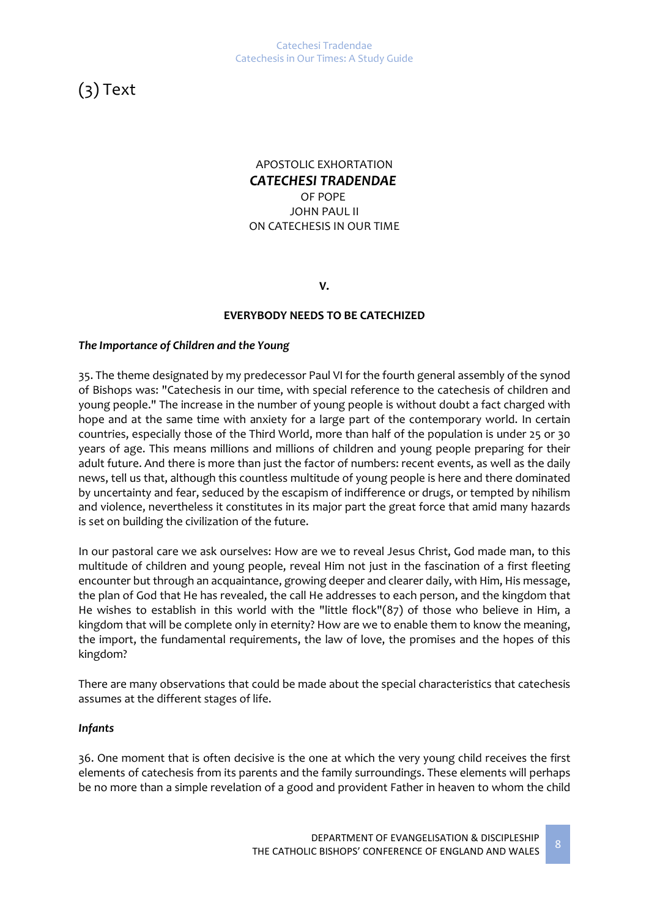# (3) Text

APOSTOLIC EXHORTATION
***CATECHESI TRADENDAE***
OF POPE
JOHN PAUL II
ON CATECHESIS IN OUR TIME

**V.**

**EVERYBODY NEEDS TO BE CATECHIZED**

***The Importance of Children and the Young***

35. The theme designated by my predecessor Paul VI for the fourth general assembly of the synod of Bishops was: "Catechesis in our time, with special reference to the catechesis of children and young people." The increase in the number of young people is without doubt a fact charged with hope and at the same time with anxiety for a large part of the contemporary world. In certain countries, especially those of the Third World, more than half of the population is under 25 or 30 years of age. This means millions and millions of children and young people preparing for their adult future. And there is more than just the factor of numbers: recent events, as well as the daily news, tell us that, although this countless multitude of young people is here and there dominated by uncertainty and fear, seduced by the escapism of indifference or drugs, or tempted by nihilism and violence, nevertheless it constitutes in its major part the great force that amid many hazards is set on building the civilization of the future.

In our pastoral care we ask ourselves: How are we to reveal Jesus Christ, God made man, to this multitude of children and young people, reveal Him not just in the fascination of a first fleeting encounter but through an acquaintance, growing deeper and clearer daily, with Him, His message, the plan of God that He has revealed, the call He addresses to each person, and the kingdom that He wishes to establish in this world with the "little flock"(87) of those who believe in Him, a kingdom that will be complete only in eternity? How are we to enable them to know the meaning, the import, the fundamental requirements, the law of love, the promises and the hopes of this kingdom?

There are many observations that could be made about the special characteristics that catechesis assumes at the different stages of life.

***Infants***

36. One moment that is often decisive is the one at which the very young child receives the first elements of catechesis from its parents and the family surroundings. These elements will perhaps be no more than a simple revelation of a good and provident Father in heaven to whom the child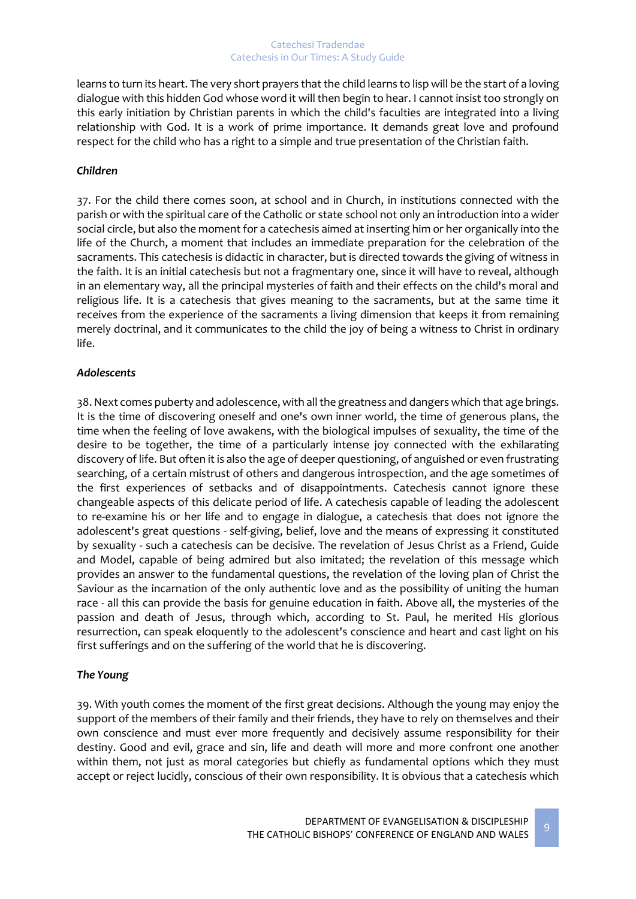learns to turn its heart. The very short prayers that the child learns to lisp will be the start of a loving dialogue with this hidden God whose word it will then begin to hear. I cannot insist too strongly on this early initiation by Christian parents in which the child's faculties are integrated into a living relationship with God. It is a work of prime importance. It demands great love and profound respect for the child who has a right to a simple and true presentation of the Christian faith.

***Children***

37. For the child there comes soon, at school and in Church, in institutions connected with the parish or with the spiritual care of the Catholic or state school not only an introduction into a wider social circle, but also the moment for a catechesis aimed at inserting him or her organically into the life of the Church, a moment that includes an immediate preparation for the celebration of the sacraments. This catechesis is didactic in character, but is directed towards the giving of witness in the faith. It is an initial catechesis but not a fragmentary one, since it will have to reveal, although in an elementary way, all the principal mysteries of faith and their effects on the child's moral and religious life. It is a catechesis that gives meaning to the sacraments, but at the same time it receives from the experience of the sacraments a living dimension that keeps it from remaining merely doctrinal, and it communicates to the child the joy of being a witness to Christ in ordinary life.

***Adolescents***

38. Next comes puberty and adolescence, with all the greatness and dangers which that age brings. It is the time of discovering oneself and one's own inner world, the time of generous plans, the time when the feeling of love awakens, with the biological impulses of sexuality, the time of the desire to be together, the time of a particularly intense joy connected with the exhilarating discovery of life. But often it is also the age of deeper questioning, of anguished or even frustrating searching, of a certain mistrust of others and dangerous introspection, and the age sometimes of the first experiences of setbacks and of disappointments. Catechesis cannot ignore these changeable aspects of this delicate period of life. A catechesis capable of leading the adolescent to re-examine his or her life and to engage in dialogue, a catechesis that does not ignore the adolescent's great questions - self-giving, belief, love and the means of expressing it constituted by sexuality - such a catechesis can be decisive. The revelation of Jesus Christ as a Friend, Guide and Model, capable of being admired but also imitated; the revelation of this message which provides an answer to the fundamental questions, the revelation of the loving plan of Christ the Saviour as the incarnation of the only authentic love and as the possibility of uniting the human race - all this can provide the basis for genuine education in faith. Above all, the mysteries of the passion and death of Jesus, through which, according to St. Paul, he merited His glorious resurrection, can speak eloquently to the adolescent's conscience and heart and cast light on his first sufferings and on the suffering of the world that he is discovering.

***The Young***

39. With youth comes the moment of the first great decisions. Although the young may enjoy the support of the members of their family and their friends, they have to rely on themselves and their own conscience and must ever more frequently and decisively assume responsibility for their destiny. Good and evil, grace and sin, life and death will more and more confront one another within them, not just as moral categories but chiefly as fundamental options which they must accept or reject lucidly, conscious of their own responsibility. It is obvious that a catechesis which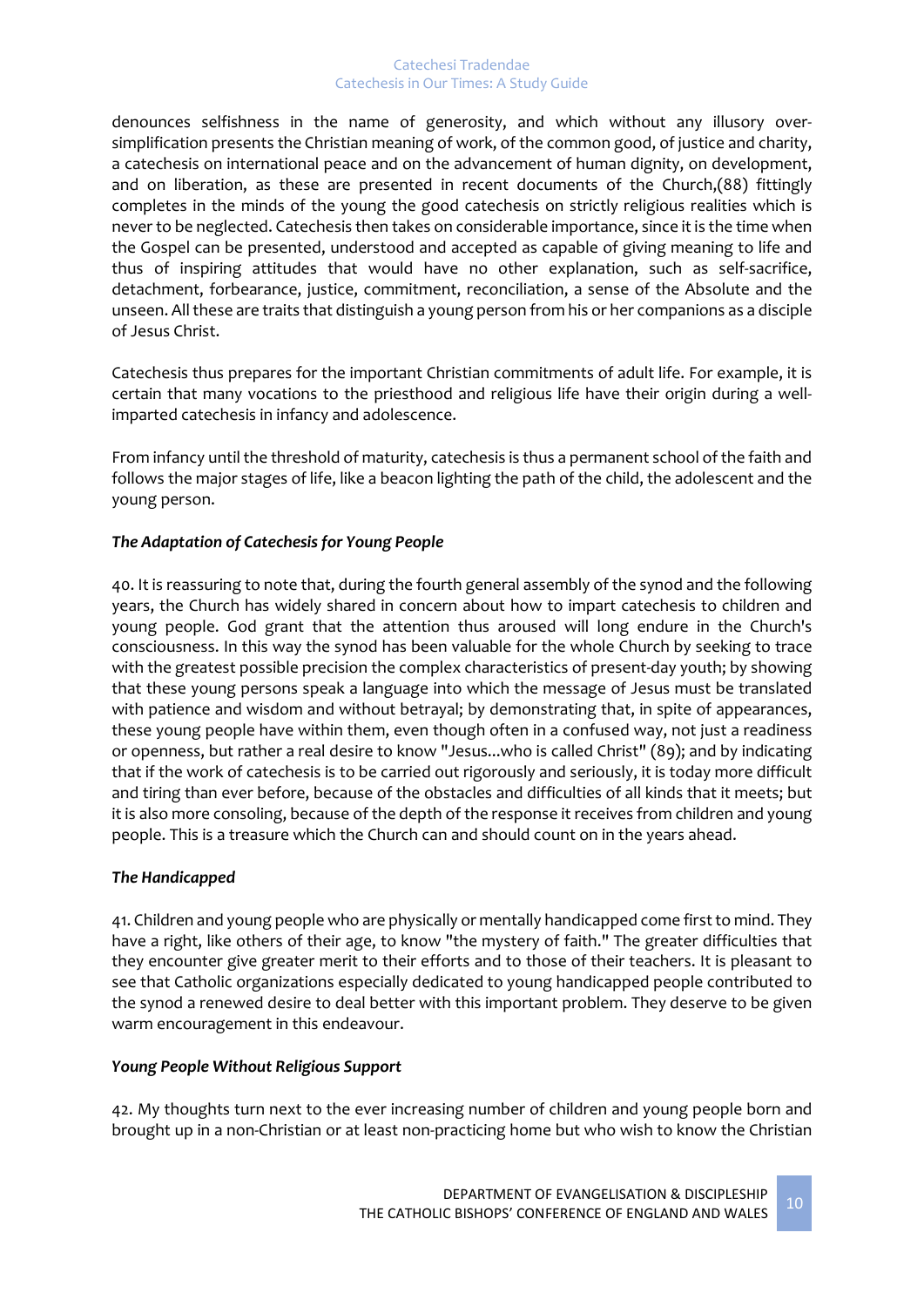denounces selfishness in the name of generosity, and which without any illusory over-simplification presents the Christian meaning of work, of the common good, of justice and charity, a catechesis on international peace and on the advancement of human dignity, on development, and on liberation, as these are presented in recent documents of the Church,(88) fittingly completes in the minds of the young the good catechesis on strictly religious realities which is never to be neglected. Catechesis then takes on considerable importance, since it is the time when the Gospel can be presented, understood and accepted as capable of giving meaning to life and thus of inspiring attitudes that would have no other explanation, such as self-sacrifice, detachment, forbearance, justice, commitment, reconciliation, a sense of the Absolute and the unseen. All these are traits that distinguish a young person from his or her companions as a disciple of Jesus Christ.

Catechesis thus prepares for the important Christian commitments of adult life. For example, it is certain that many vocations to the priesthood and religious life have their origin during a well-imparted catechesis in infancy and adolescence.

From infancy until the threshold of maturity, catechesis is thus a permanent school of the faith and follows the major stages of life, like a beacon lighting the path of the child, the adolescent and the young person.

### *The Adaptation of Catechesis for Young People*

40. It is reassuring to note that, during the fourth general assembly of the synod and the following years, the Church has widely shared in concern about how to impart catechesis to children and young people. God grant that the attention thus aroused will long endure in the Church's consciousness. In this way the synod has been valuable for the whole Church by seeking to trace with the greatest possible precision the complex characteristics of present-day youth; by showing that these young persons speak a language into which the message of Jesus must be translated with patience and wisdom and without betrayal; by demonstrating that, in spite of appearances, these young people have within them, even though often in a confused way, not just a readiness or openness, but rather a real desire to know "Jesus...who is called Christ" (89); and by indicating that if the work of catechesis is to be carried out rigorously and seriously, it is today more difficult and tiring than ever before, because of the obstacles and difficulties of all kinds that it meets; but it is also more consoling, because of the depth of the response it receives from children and young people. This is a treasure which the Church can and should count on in the years ahead.

### *The Handicapped*

41. Children and young people who are physically or mentally handicapped come first to mind. They have a right, like others of their age, to know "the mystery of faith." The greater difficulties that they encounter give greater merit to their efforts and to those of their teachers. It is pleasant to see that Catholic organizations especially dedicated to young handicapped people contributed to the synod a renewed desire to deal better with this important problem. They deserve to be given warm encouragement in this endeavour.

### *Young People Without Religious Support*

42. My thoughts turn next to the ever increasing number of children and young people born and brought up in a non-Christian or at least non-practicing home but who wish to know the Christian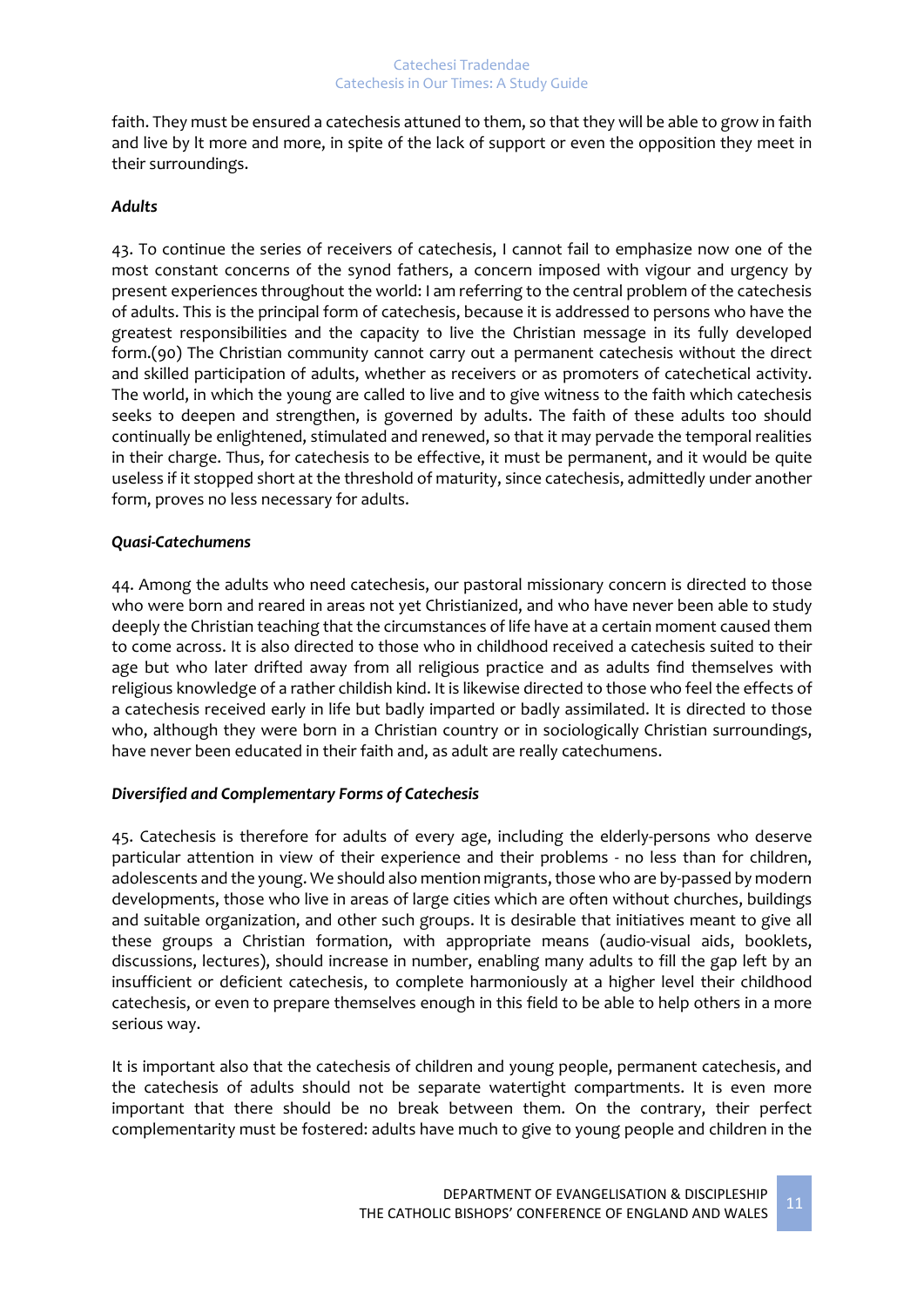faith. They must be ensured a catechesis attuned to them, so that they will be able to grow in faith and live by lt more and more, in spite of the lack of support or even the opposition they meet in their surroundings.

### *Adults*

43. To continue the series of receivers of catechesis, I cannot fail to emphasize now one of the most constant concerns of the synod fathers, a concern imposed with vigour and urgency by present experiences throughout the world: I am referring to the central problem of the catechesis of adults. This is the principal form of catechesis, because it is addressed to persons who have the greatest responsibilities and the capacity to live the Christian message in its fully developed form.(90) The Christian community cannot carry out a permanent catechesis without the direct and skilled participation of adults, whether as receivers or as promoters of catechetical activity. The world, in which the young are called to live and to give witness to the faith which catechesis seeks to deepen and strengthen, is governed by adults. The faith of these adults too should continually be enlightened, stimulated and renewed, so that it may pervade the temporal realities in their charge. Thus, for catechesis to be effective, it must be permanent, and it would be quite useless if it stopped short at the threshold of maturity, since catechesis, admittedly under another form, proves no less necessary for adults.

### *Quasi-Catechumens*

44. Among the adults who need catechesis, our pastoral missionary concern is directed to those who were born and reared in areas not yet Christianized, and who have never been able to study deeply the Christian teaching that the circumstances of life have at a certain moment caused them to come across. It is also directed to those who in childhood received a catechesis suited to their age but who later drifted away from all religious practice and as adults find themselves with religious knowledge of a rather childish kind. It is likewise directed to those who feel the effects of a catechesis received early in life but badly imparted or badly assimilated. It is directed to those who, although they were born in a Christian country or in sociologically Christian surroundings, have never been educated in their faith and, as adult are really catechumens.

### *Diversified and Complementary Forms of Catechesis*

45. Catechesis is therefore for adults of every age, including the elderly-persons who deserve particular attention in view of their experience and their problems - no less than for children, adolescents and the young. We should also mention migrants, those who are by-passed by modern developments, those who live in areas of large cities which are often without churches, buildings and suitable organization, and other such groups. It is desirable that initiatives meant to give all these groups a Christian formation, with appropriate means (audio-visual aids, booklets, discussions, lectures), should increase in number, enabling many adults to fill the gap left by an insufficient or deficient catechesis, to complete harmoniously at a higher level their childhood catechesis, or even to prepare themselves enough in this field to be able to help others in a more serious way.

It is important also that the catechesis of children and young people, permanent catechesis, and the catechesis of adults should not be separate watertight compartments. It is even more important that there should be no break between them. On the contrary, their perfect complementarity must be fostered: adults have much to give to young people and children in the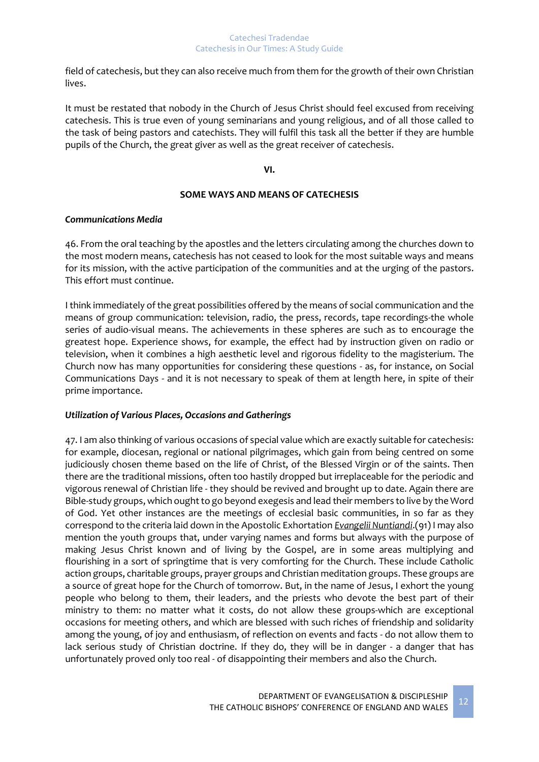field of catechesis, but they can also receive much from them for the growth of their own Christian lives.

It must be restated that nobody in the Church of Jesus Christ should feel excused from receiving catechesis. This is true even of young seminarians and young religious, and of all those called to the task of being pastors and catechists. They will fulfil this task all the better if they are humble pupils of the Church, the great giver as well as the great receiver of catechesis.

## VI.

## SOME WAYS AND MEANS OF CATECHESIS

### *Communications Media*

46. From the oral teaching by the apostles and the letters circulating among the churches down to the most modern means, catechesis has not ceased to look for the most suitable ways and means for its mission, with the active participation of the communities and at the urging of the pastors. This effort must continue.

I think immediately of the great possibilities offered by the means of social communication and the means of group communication: television, radio, the press, records, tape recordings-the whole series of audio-visual means. The achievements in these spheres are such as to encourage the greatest hope. Experience shows, for example, the effect had by instruction given on radio or television, when it combines a high aesthetic level and rigorous fidelity to the magisterium. The Church now has many opportunities for considering these questions - as, for instance, on Social Communications Days - and it is not necessary to speak of them at length here, in spite of their prime importance.

### *Utilization of Various Places, Occasions and Gatherings*

47. I am also thinking of various occasions of special value which are exactly suitable for catechesis: for example, diocesan, regional or national pilgrimages, which gain from being centred on some judiciously chosen theme based on the life of Christ, of the Blessed Virgin or of the saints. Then there are the traditional missions, often too hastily dropped but irreplaceable for the periodic and vigorous renewal of Christian life - they should be revived and brought up to date. Again there are Bible-study groups, which ought to go beyond exegesis and lead their members to live by the Word of God. Yet other instances are the meetings of ecclesial basic communities, in so far as they correspond to the criteria laid down in the Apostolic Exhortation *Evangelii Nuntiandi*.(91) I may also mention the youth groups that, under varying names and forms but always with the purpose of making Jesus Christ known and of living by the Gospel, are in some areas multiplying and flourishing in a sort of springtime that is very comforting for the Church. These include Catholic action groups, charitable groups, prayer groups and Christian meditation groups. These groups are a source of great hope for the Church of tomorrow. But, in the name of Jesus, I exhort the young people who belong to them, their leaders, and the priests who devote the best part of their ministry to them: no matter what it costs, do not allow these groups-which are exceptional occasions for meeting others, and which are blessed with such riches of friendship and solidarity among the young, of joy and enthusiasm, of reflection on events and facts - do not allow them to lack serious study of Christian doctrine. If they do, they will be in danger - a danger that has unfortunately proved only too real - of disappointing their members and also the Church.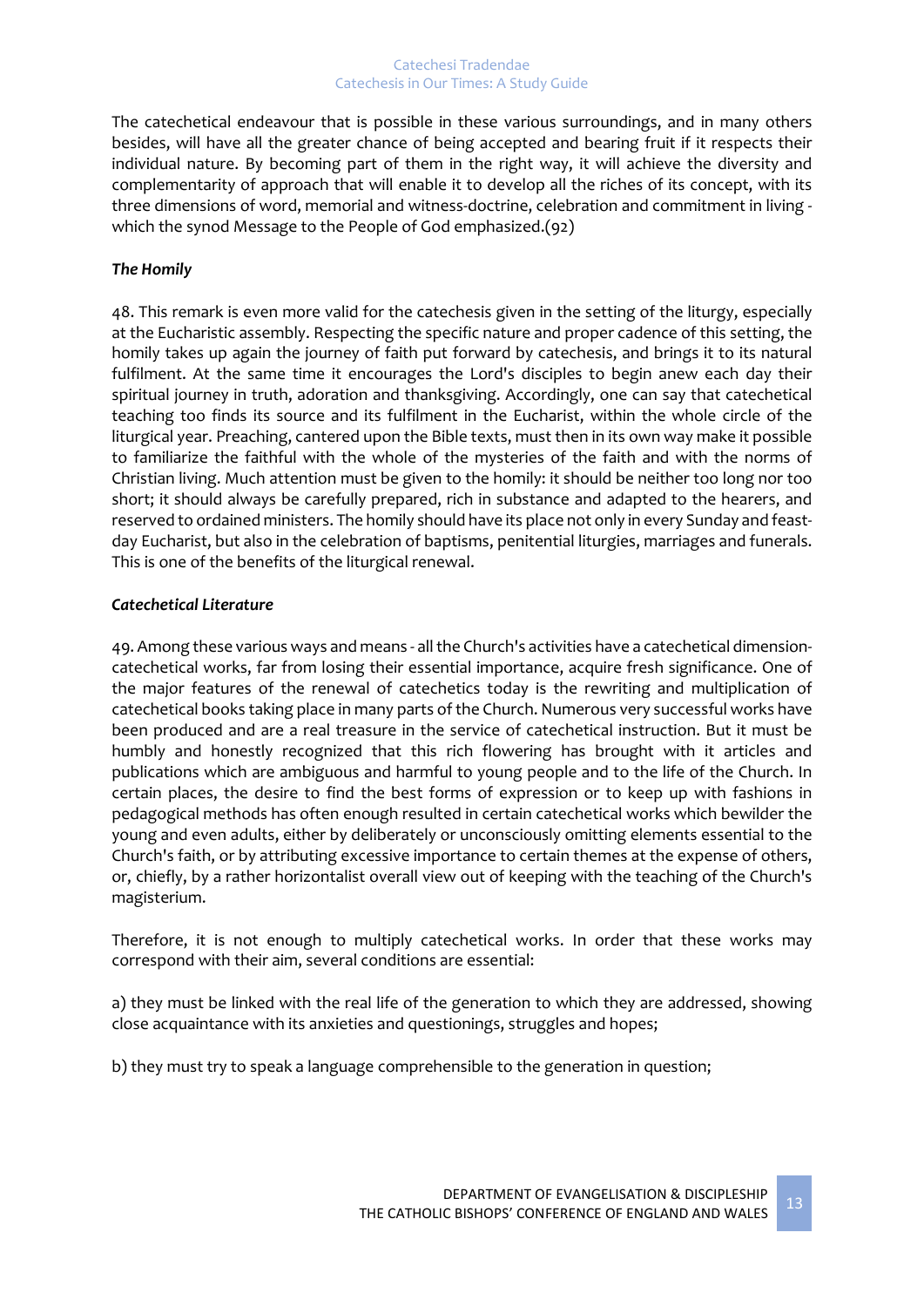The catechetical endeavour that is possible in these various surroundings, and in many others besides, will have all the greater chance of being accepted and bearing fruit if it respects their individual nature. By becoming part of them in the right way, it will achieve the diversity and complementarity of approach that will enable it to develop all the riches of its concept, with its three dimensions of word, memorial and witness-doctrine, celebration and commitment in living - which the synod Message to the People of God emphasized.(92)

***The Homily***

48. This remark is even more valid for the catechesis given in the setting of the liturgy, especially at the Eucharistic assembly. Respecting the specific nature and proper cadence of this setting, the homily takes up again the journey of faith put forward by catechesis, and brings it to its natural fulfilment. At the same time it encourages the Lord's disciples to begin anew each day their spiritual journey in truth, adoration and thanksgiving. Accordingly, one can say that catechetical teaching too finds its source and its fulfilment in the Eucharist, within the whole circle of the liturgical year. Preaching, cantered upon the Bible texts, must then in its own way make it possible to familiarize the faithful with the whole of the mysteries of the faith and with the norms of Christian living. Much attention must be given to the homily: it should be neither too long nor too short; it should always be carefully prepared, rich in substance and adapted to the hearers, and reserved to ordained ministers. The homily should have its place not only in every Sunday and feast-day Eucharist, but also in the celebration of baptisms, penitential liturgies, marriages and funerals. This is one of the benefits of the liturgical renewal.

***Catechetical Literature***

49. Among these various ways and means - all the Church's activities have a catechetical dimension-catechetical works, far from losing their essential importance, acquire fresh significance. One of the major features of the renewal of catechetics today is the rewriting and multiplication of catechetical books taking place in many parts of the Church. Numerous very successful works have been produced and are a real treasure in the service of catechetical instruction. But it must be humbly and honestly recognized that this rich flowering has brought with it articles and publications which are ambiguous and harmful to young people and to the life of the Church. In certain places, the desire to find the best forms of expression or to keep up with fashions in pedagogical methods has often enough resulted in certain catechetical works which bewilder the young and even adults, either by deliberately or unconsciously omitting elements essential to the Church's faith, or by attributing excessive importance to certain themes at the expense of others, or, chiefly, by a rather horizontalist overall view out of keeping with the teaching of the Church's magisterium.

Therefore, it is not enough to multiply catechetical works. In order that these works may correspond with their aim, several conditions are essential:

a) they must be linked with the real life of the generation to which they are addressed, showing close acquaintance with its anxieties and questionings, struggles and hopes;

b) they must try to speak a language comprehensible to the generation in question;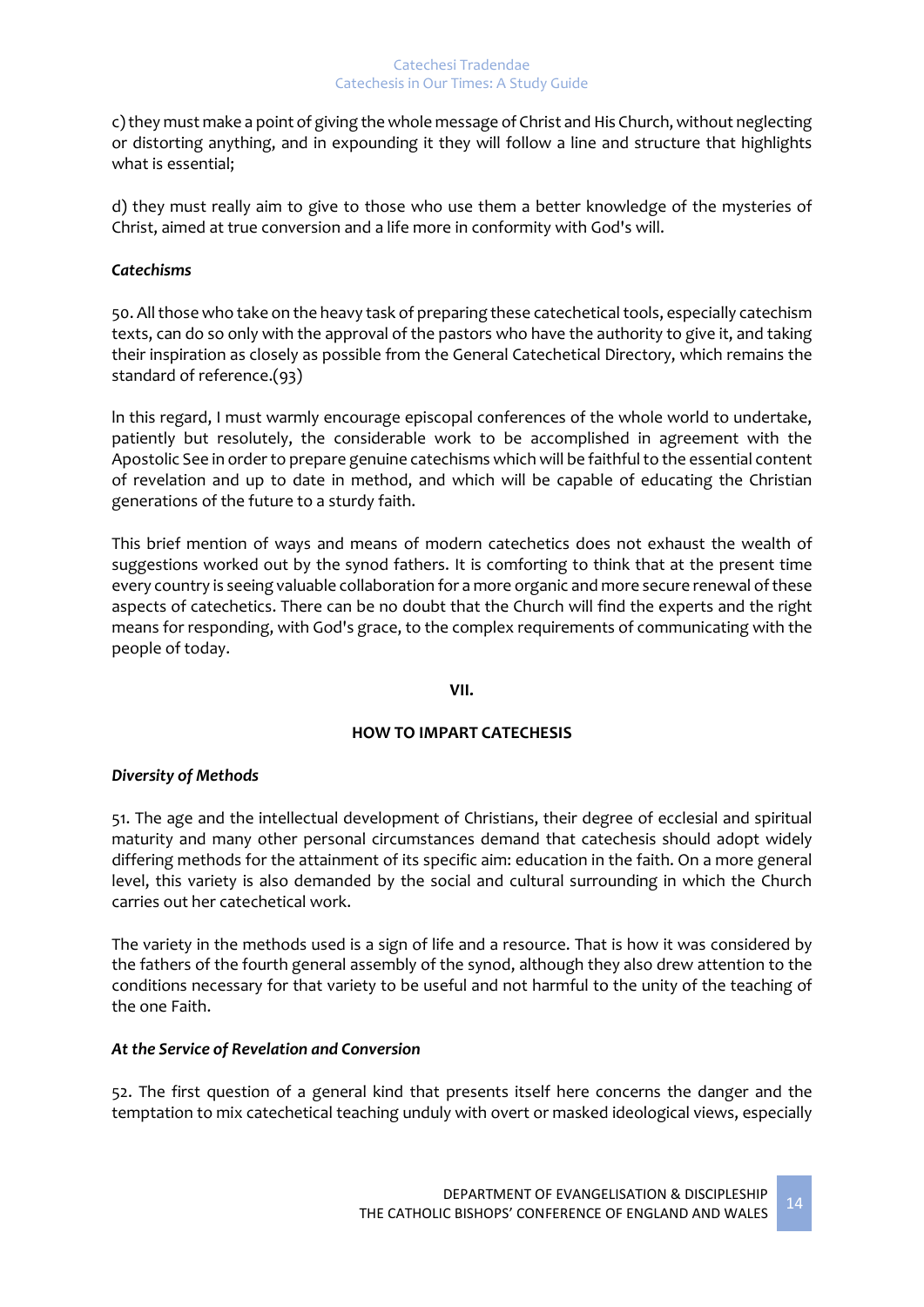c) they must make a point of giving the whole message of Christ and His Church, without neglecting or distorting anything, and in expounding it they will follow a line and structure that highlights what is essential;

d) they must really aim to give to those who use them a better knowledge of the mysteries of Christ, aimed at true conversion and a life more in conformity with God's will.

***Catechisms***

50. All those who take on the heavy task of preparing these catechetical tools, especially catechism texts, can do so only with the approval of the pastors who have the authority to give it, and taking their inspiration as closely as possible from the General Catechetical Directory, which remains the standard of reference.(93)

In this regard, I must warmly encourage episcopal conferences of the whole world to undertake, patiently but resolutely, the considerable work to be accomplished in agreement with the Apostolic See in order to prepare genuine catechisms which will be faithful to the essential content of revelation and up to date in method, and which will be capable of educating the Christian generations of the future to a sturdy faith.

This brief mention of ways and means of modern catechetics does not exhaust the wealth of suggestions worked out by the synod fathers. It is comforting to think that at the present time every country is seeing valuable collaboration for a more organic and more secure renewal of these aspects of catechetics. There can be no doubt that the Church will find the experts and the right means for responding, with God's grace, to the complex requirements of communicating with the people of today.

## VII.

## HOW TO IMPART CATECHESIS

***Diversity of Methods***

51. The age and the intellectual development of Christians, their degree of ecclesial and spiritual maturity and many other personal circumstances demand that catechesis should adopt widely differing methods for the attainment of its specific aim: education in the faith. On a more general level, this variety is also demanded by the social and cultural surrounding in which the Church carries out her catechetical work.

The variety in the methods used is a sign of life and a resource. That is how it was considered by the fathers of the fourth general assembly of the synod, although they also drew attention to the conditions necessary for that variety to be useful and not harmful to the unity of the teaching of the one Faith.

***At the Service of Revelation and Conversion***

52. The first question of a general kind that presents itself here concerns the danger and the temptation to mix catechetical teaching unduly with overt or masked ideological views, especially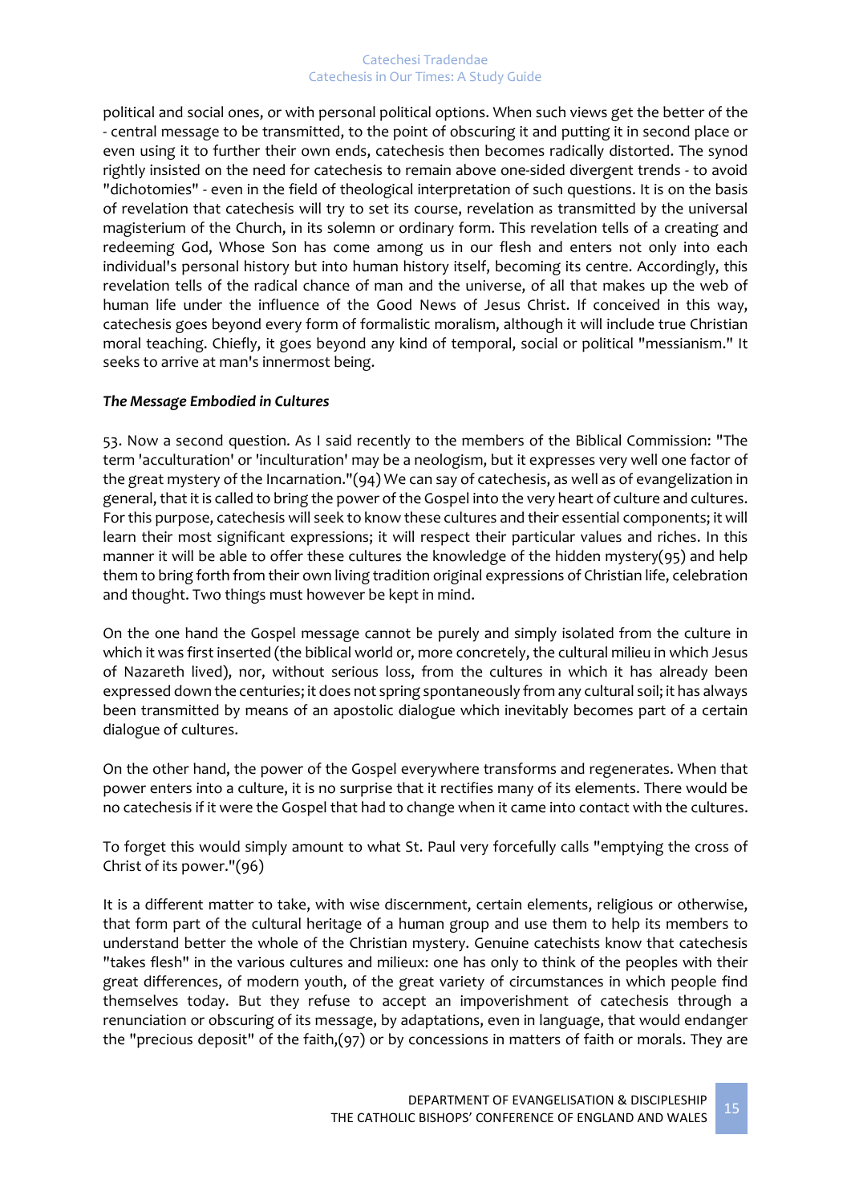political and social ones, or with personal political options. When such views get the better of the - central message to be transmitted, to the point of obscuring it and putting it in second place or even using it to further their own ends, catechesis then becomes radically distorted. The synod rightly insisted on the need for catechesis to remain above one-sided divergent trends - to avoid "dichotomies" - even in the field of theological interpretation of such questions. It is on the basis of revelation that catechesis will try to set its course, revelation as transmitted by the universal magisterium of the Church, in its solemn or ordinary form. This revelation tells of a creating and redeeming God, Whose Son has come among us in our flesh and enters not only into each individual's personal history but into human history itself, becoming its centre. Accordingly, this revelation tells of the radical chance of man and the universe, of all that makes up the web of human life under the influence of the Good News of Jesus Christ. If conceived in this way, catechesis goes beyond every form of formalistic moralism, although it will include true Christian moral teaching. Chiefly, it goes beyond any kind of temporal, social or political "messianism." It seeks to arrive at man's innermost being.

### *The Message Embodied in Cultures*

53. Now a second question. As I said recently to the members of the Biblical Commission: "The term 'acculturation' or 'inculturation' may be a neologism, but it expresses very well one factor of the great mystery of the Incarnation."(94) We can say of catechesis, as well as of evangelization in general, that it is called to bring the power of the Gospel into the very heart of culture and cultures. For this purpose, catechesis will seek to know these cultures and their essential components; it will learn their most significant expressions; it will respect their particular values and riches. In this manner it will be able to offer these cultures the knowledge of the hidden mystery(95) and help them to bring forth from their own living tradition original expressions of Christian life, celebration and thought. Two things must however be kept in mind.

On the one hand the Gospel message cannot be purely and simply isolated from the culture in which it was first inserted (the biblical world or, more concretely, the cultural milieu in which Jesus of Nazareth lived), nor, without serious loss, from the cultures in which it has already been expressed down the centuries; it does not spring spontaneously from any cultural soil; it has always been transmitted by means of an apostolic dialogue which inevitably becomes part of a certain dialogue of cultures.

On the other hand, the power of the Gospel everywhere transforms and regenerates. When that power enters into a culture, it is no surprise that it rectifies many of its elements. There would be no catechesis if it were the Gospel that had to change when it came into contact with the cultures.

To forget this would simply amount to what St. Paul very forcefully calls "emptying the cross of Christ of its power."(96)

It is a different matter to take, with wise discernment, certain elements, religious or otherwise, that form part of the cultural heritage of a human group and use them to help its members to understand better the whole of the Christian mystery. Genuine catechists know that catechesis "takes flesh" in the various cultures and milieux: one has only to think of the peoples with their great differences, of modern youth, of the great variety of circumstances in which people find themselves today. But they refuse to accept an impoverishment of catechesis through a renunciation or obscuring of its message, by adaptations, even in language, that would endanger the "precious deposit" of the faith,(97) or by concessions in matters of faith or morals. They are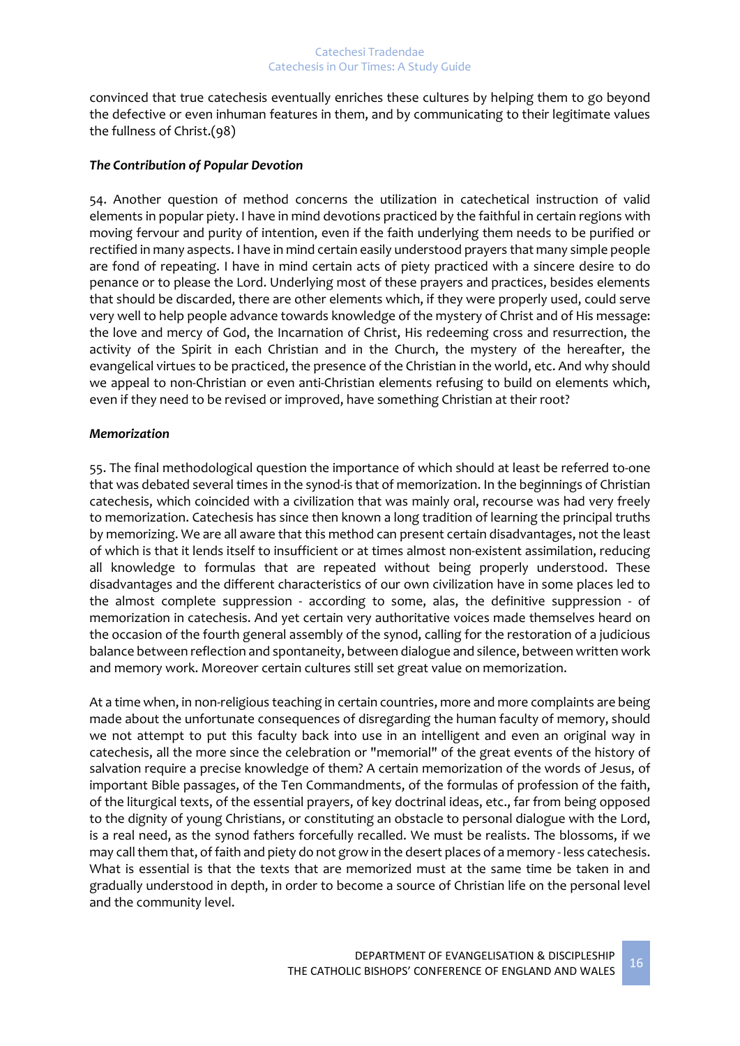convinced that true catechesis eventually enriches these cultures by helping them to go beyond the defective or even inhuman features in them, and by communicating to their legitimate values the fullness of Christ.(98)

### *The Contribution of Popular Devotion*

54. Another question of method concerns the utilization in catechetical instruction of valid elements in popular piety. I have in mind devotions practiced by the faithful in certain regions with moving fervour and purity of intention, even if the faith underlying them needs to be purified or rectified in many aspects. I have in mind certain easily understood prayers that many simple people are fond of repeating. I have in mind certain acts of piety practiced with a sincere desire to do penance or to please the Lord. Underlying most of these prayers and practices, besides elements that should be discarded, there are other elements which, if they were properly used, could serve very well to help people advance towards knowledge of the mystery of Christ and of His message: the love and mercy of God, the Incarnation of Christ, His redeeming cross and resurrection, the activity of the Spirit in each Christian and in the Church, the mystery of the hereafter, the evangelical virtues to be practiced, the presence of the Christian in the world, etc. And why should we appeal to non-Christian or even anti-Christian elements refusing to build on elements which, even if they need to be revised or improved, have something Christian at their root?

### *Memorization*

55. The final methodological question the importance of which should at least be referred to-one that was debated several times in the synod-is that of memorization. In the beginnings of Christian catechesis, which coincided with a civilization that was mainly oral, recourse was had very freely to memorization. Catechesis has since then known a long tradition of learning the principal truths by memorizing. We are all aware that this method can present certain disadvantages, not the least of which is that it lends itself to insufficient or at times almost non-existent assimilation, reducing all knowledge to formulas that are repeated without being properly understood. These disadvantages and the different characteristics of our own civilization have in some places led to the almost complete suppression - according to some, alas, the definitive suppression - of memorization in catechesis. And yet certain very authoritative voices made themselves heard on the occasion of the fourth general assembly of the synod, calling for the restoration of a judicious balance between reflection and spontaneity, between dialogue and silence, between written work and memory work. Moreover certain cultures still set great value on memorization.

At a time when, in non-religious teaching in certain countries, more and more complaints are being made about the unfortunate consequences of disregarding the human faculty of memory, should we not attempt to put this faculty back into use in an intelligent and even an original way in catechesis, all the more since the celebration or "memorial" of the great events of the history of salvation require a precise knowledge of them? A certain memorization of the words of Jesus, of important Bible passages, of the Ten Commandments, of the formulas of profession of the faith, of the liturgical texts, of the essential prayers, of key doctrinal ideas, etc., far from being opposed to the dignity of young Christians, or constituting an obstacle to personal dialogue with the Lord, is a real need, as the synod fathers forcefully recalled. We must be realists. The blossoms, if we may call them that, of faith and piety do not grow in the desert places of a memory - less catechesis. What is essential is that the texts that are memorized must at the same time be taken in and gradually understood in depth, in order to become a source of Christian life on the personal level and the community level.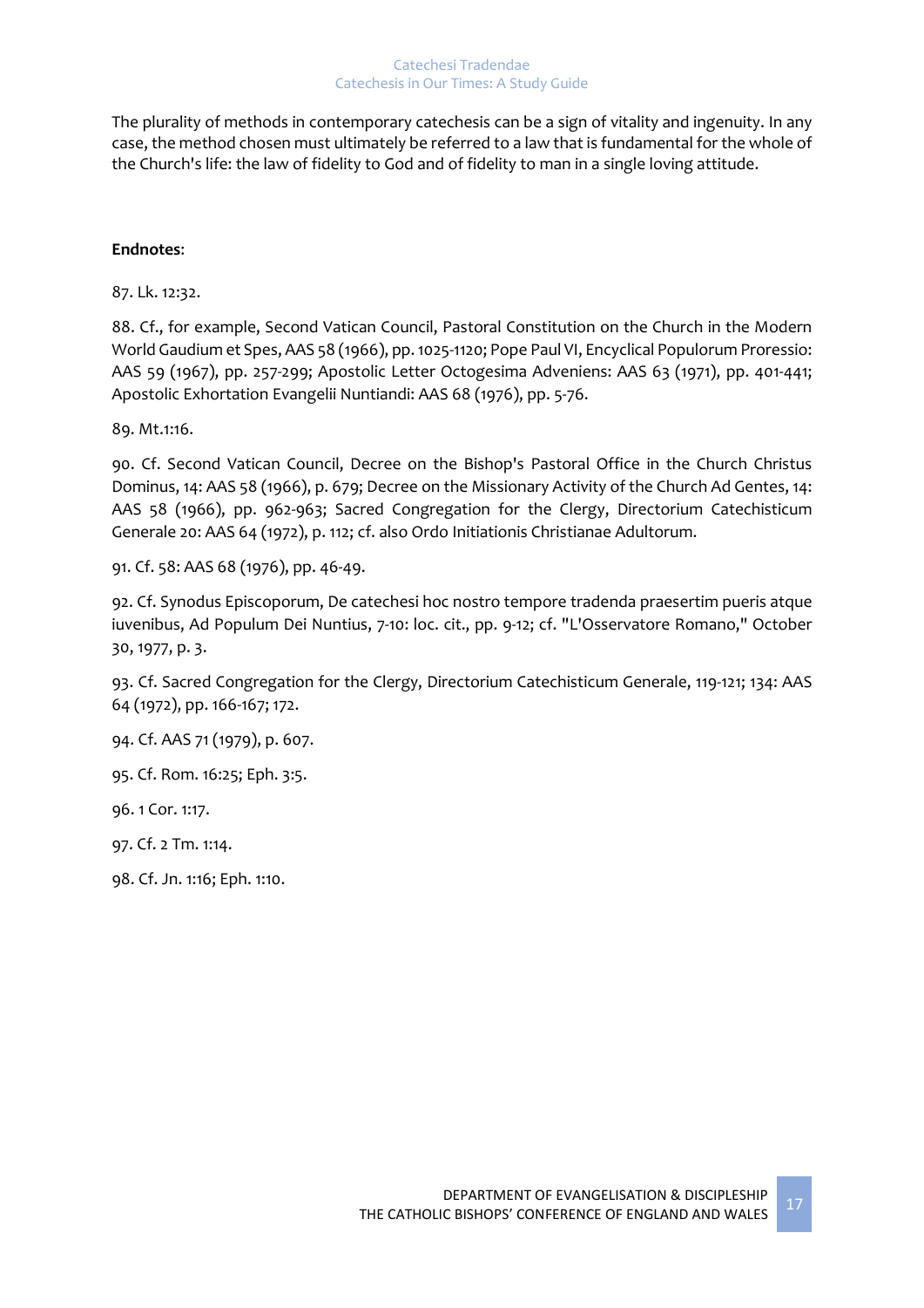The plurality of methods in contemporary catechesis can be a sign of vitality and ingenuity. In any case, the method chosen must ultimately be referred to a law that is fundamental for the whole of the Church's life: the law of fidelity to God and of fidelity to man in a single loving attitude.

**Endnotes**:

87. Lk. 12:32.

88. Cf., for example, Second Vatican Council, Pastoral Constitution on the Church in the Modern World Gaudium et Spes, AAS 58 (1966), pp. 1025-1120; Pope Paul VI, Encyclical Populorum Proressio: AAS 59 (1967), pp. 257-299; Apostolic Letter Octogesima Adveniens: AAS 63 (1971), pp. 401-441; Apostolic Exhortation Evangelii Nuntiandi: AAS 68 (1976), pp. 5-76.

89. Mt.1:16.

90. Cf. Second Vatican Council, Decree on the Bishop's Pastoral Office in the Church Christus Dominus, 14: AAS 58 (1966), p. 679; Decree on the Missionary Activity of the Church Ad Gentes, 14: AAS 58 (1966), pp. 962-963; Sacred Congregation for the Clergy, Directorium Catechisticum Generale 20: AAS 64 (1972), p. 112; cf. also Ordo Initiationis Christianae Adultorum.

91. Cf. 58: AAS 68 (1976), pp. 46-49.

92. Cf. Synodus Episcoporum, De catechesi hoc nostro tempore tradenda praesertim pueris atque iuvenibus, Ad Populum Dei Nuntius, 7-10: loc. cit., pp. 9-12; cf. "L'Osservatore Romano," October 30, 1977, p. 3.

93. Cf. Sacred Congregation for the Clergy, Directorium Catechisticum Generale, 119-121; 134: AAS 64 (1972), pp. 166-167; 172.

94. Cf. AAS 71 (1979), p. 607.

95. Cf. Rom. 16:25; Eph. 3:5.

96. 1 Cor. 1:17.

97. Cf. 2 Tm. 1:14.

98. Cf. Jn. 1:16; Eph. 1:10.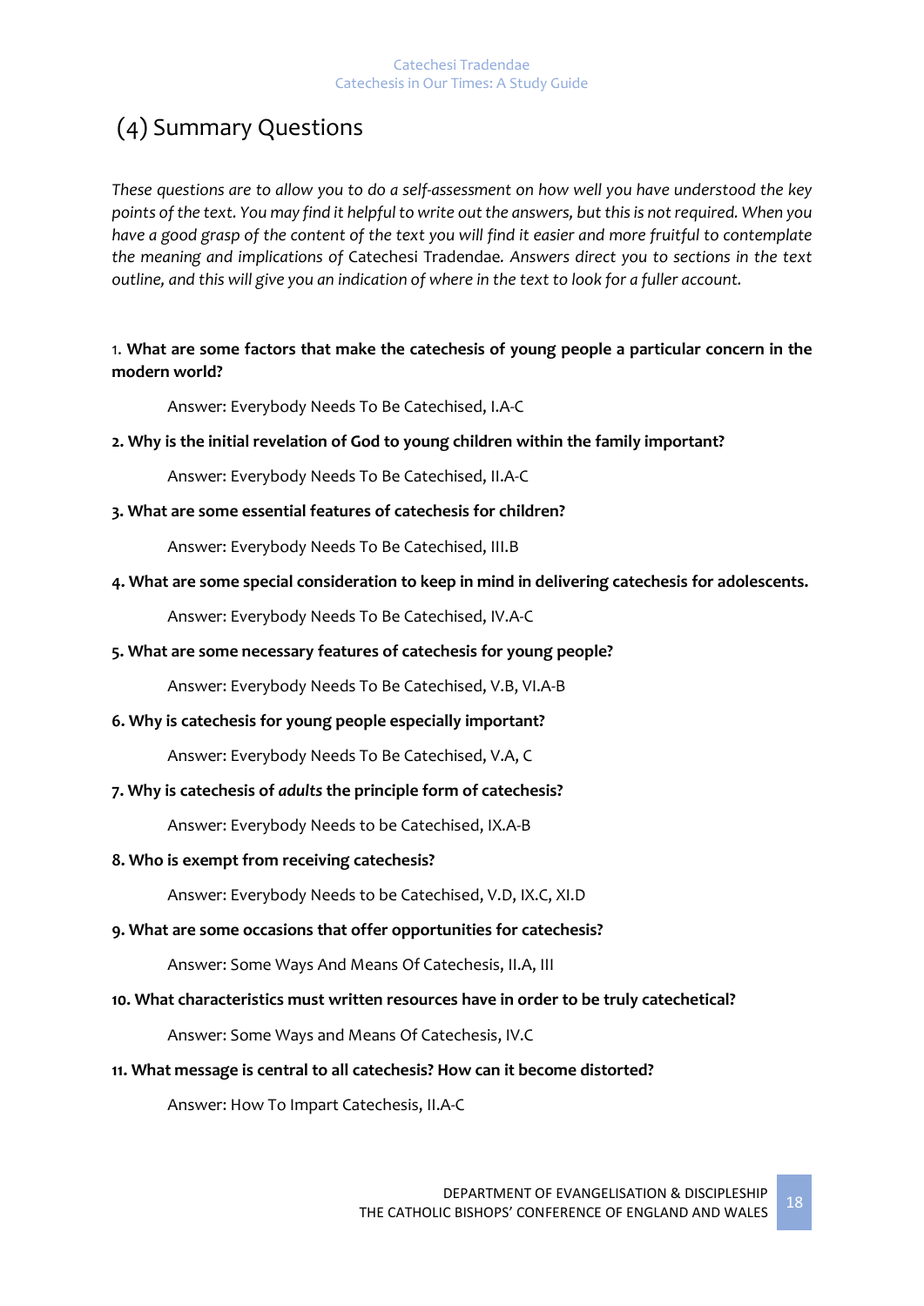## (4) Summary Questions

*These questions are to allow you to do a self-assessment on how well you have understood the key points of the text. You may find it helpful to write out the answers, but this is not required. When you have a good grasp of the content of the text you will find it easier and more fruitful to contemplate the meaning and implications of* Catechesi Tradendae*. Answers direct you to sections in the text outline, and this will give you an indication of where in the text to look for a fuller account.*

1. **What are some factors that make the catechesis of young people a particular concern in the modern world?**

   Answer: Everybody Needs To Be Catechised, I.A-C

**2. Why is the initial revelation of God to young children within the family important?**

   Answer: Everybody Needs To Be Catechised, II.A-C

**3. What are some essential features of catechesis for children?**

   Answer: Everybody Needs To Be Catechised, III.B

**4. What are some special consideration to keep in mind in delivering catechesis for adolescents.**

   Answer: Everybody Needs To Be Catechised, IV.A-C

**5. What are some necessary features of catechesis for young people?**

   Answer: Everybody Needs To Be Catechised, V.B, VI.A-B

**6. Why is catechesis for young people especially important?**

   Answer: Everybody Needs To Be Catechised, V.A, C

**7. Why is catechesis of *adults* the principle form of catechesis?**

   Answer: Everybody Needs to be Catechised, IX.A-B

**8. Who is exempt from receiving catechesis?**

   Answer: Everybody Needs to be Catechised, V.D, IX.C, XI.D

**9. What are some occasions that offer opportunities for catechesis?**

   Answer: Some Ways And Means Of Catechesis, II.A, III

**10. What characteristics must written resources have in order to be truly catechetical?**

   Answer: Some Ways and Means Of Catechesis, IV.C

**11. What message is central to all catechesis? How can it become distorted?**

   Answer: How To Impart Catechesis, II.A-C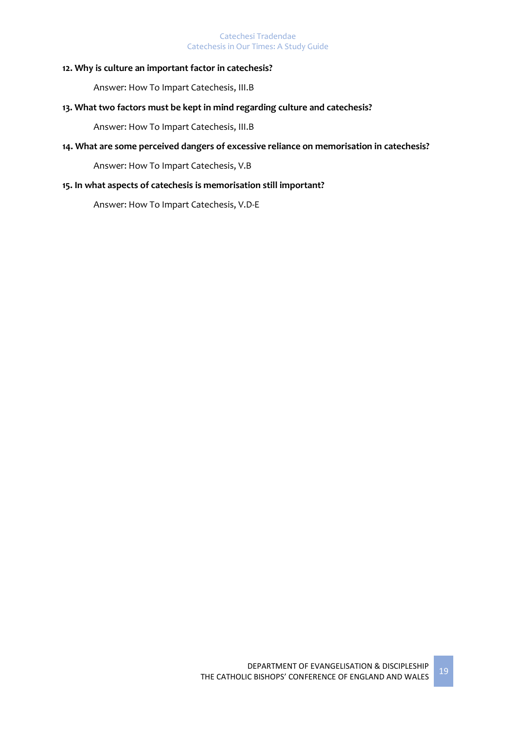**12. Why is culture an important factor in catechesis?**

Answer: How To Impart Catechesis, III.B

**13. What two factors must be kept in mind regarding culture and catechesis?**

Answer: How To Impart Catechesis, III.B

**14. What are some perceived dangers of excessive reliance on memorisation in catechesis?**

Answer: How To Impart Catechesis, V.B

**15. In what aspects of catechesis is memorisation still important?**

Answer: How To Impart Catechesis, V.D-E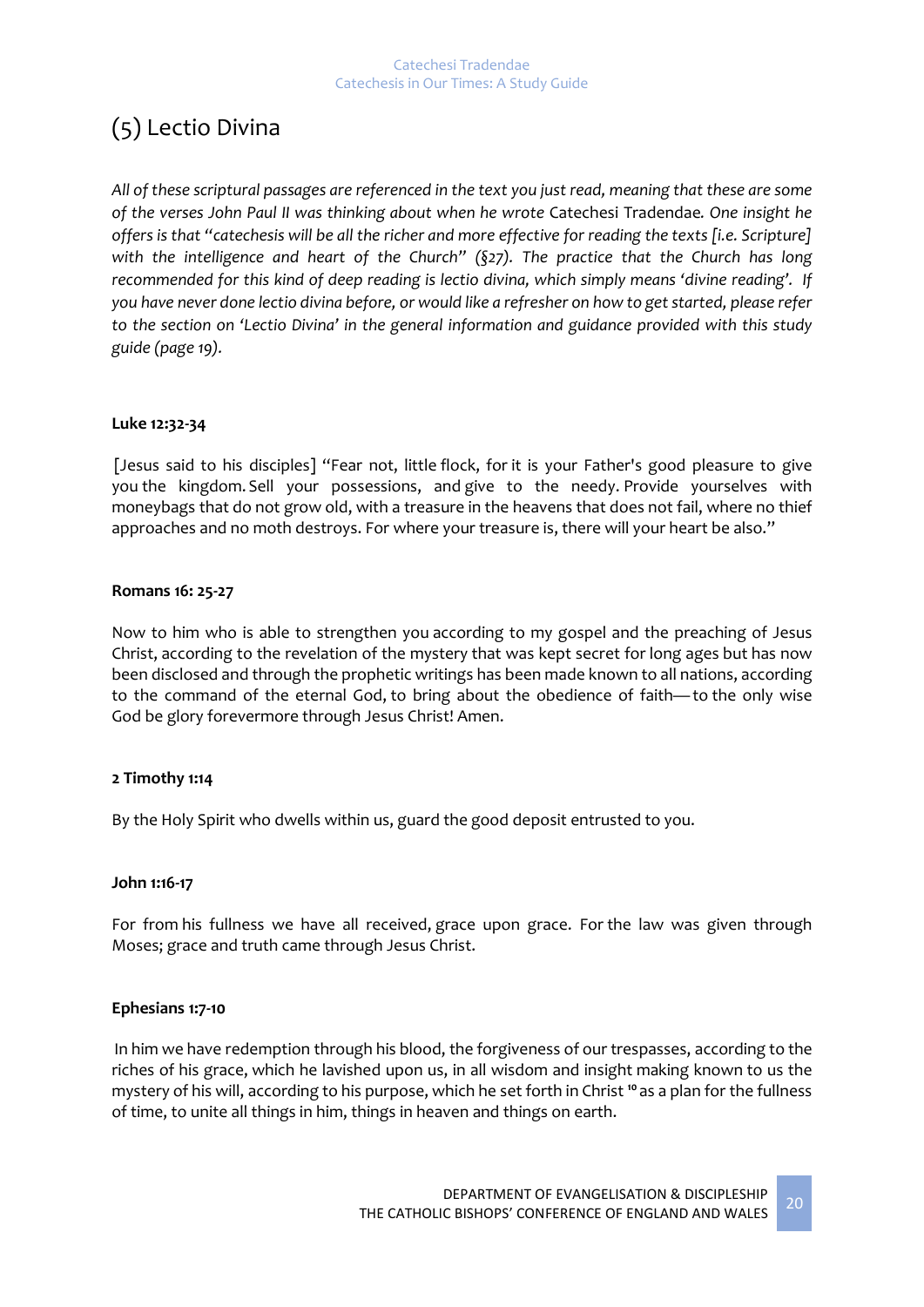## (5) Lectio Divina

*All of these scriptural passages are referenced in the text you just read, meaning that these are some of the verses John Paul II was thinking about when he wrote* Catechesi Tradendae*. One insight he offers is that "catechesis will be all the richer and more effective for reading the texts [i.e. Scripture] with the intelligence and heart of the Church" (§27). The practice that the Church has long recommended for this kind of deep reading is lectio divina, which simply means 'divine reading'. If you have never done lectio divina before, or would like a refresher on how to get started, please refer to the section on 'Lectio Divina' in the general information and guidance provided with this study guide (page 19).*

**Luke 12:32-34**

[Jesus said to his disciples] "Fear not, little flock, for it is your Father's good pleasure to give you the kingdom. Sell your possessions, and give to the needy. Provide yourselves with moneybags that do not grow old, with a treasure in the heavens that does not fail, where no thief approaches and no moth destroys. For where your treasure is, there will your heart be also."

**Romans 16: 25-27**

Now to him who is able to strengthen you according to my gospel and the preaching of Jesus Christ, according to the revelation of the mystery that was kept secret for long ages but has now been disclosed and through the prophetic writings has been made known to all nations, according to the command of the eternal God, to bring about the obedience of faith—to the only wise God be glory forevermore through Jesus Christ! Amen.

**2 Timothy 1:14**

By the Holy Spirit who dwells within us, guard the good deposit entrusted to you.

**John 1:16-17**

For from his fullness we have all received, grace upon grace. For the law was given through Moses; grace and truth came through Jesus Christ.

**Ephesians 1:7-10**

In him we have redemption through his blood, the forgiveness of our trespasses, according to the riches of his grace, which he lavished upon us, in all wisdom and insight making known to us the mystery of his will, according to his purpose, which he set forth in Christ [10] as a plan for the fullness of time, to unite all things in him, things in heaven and things on earth.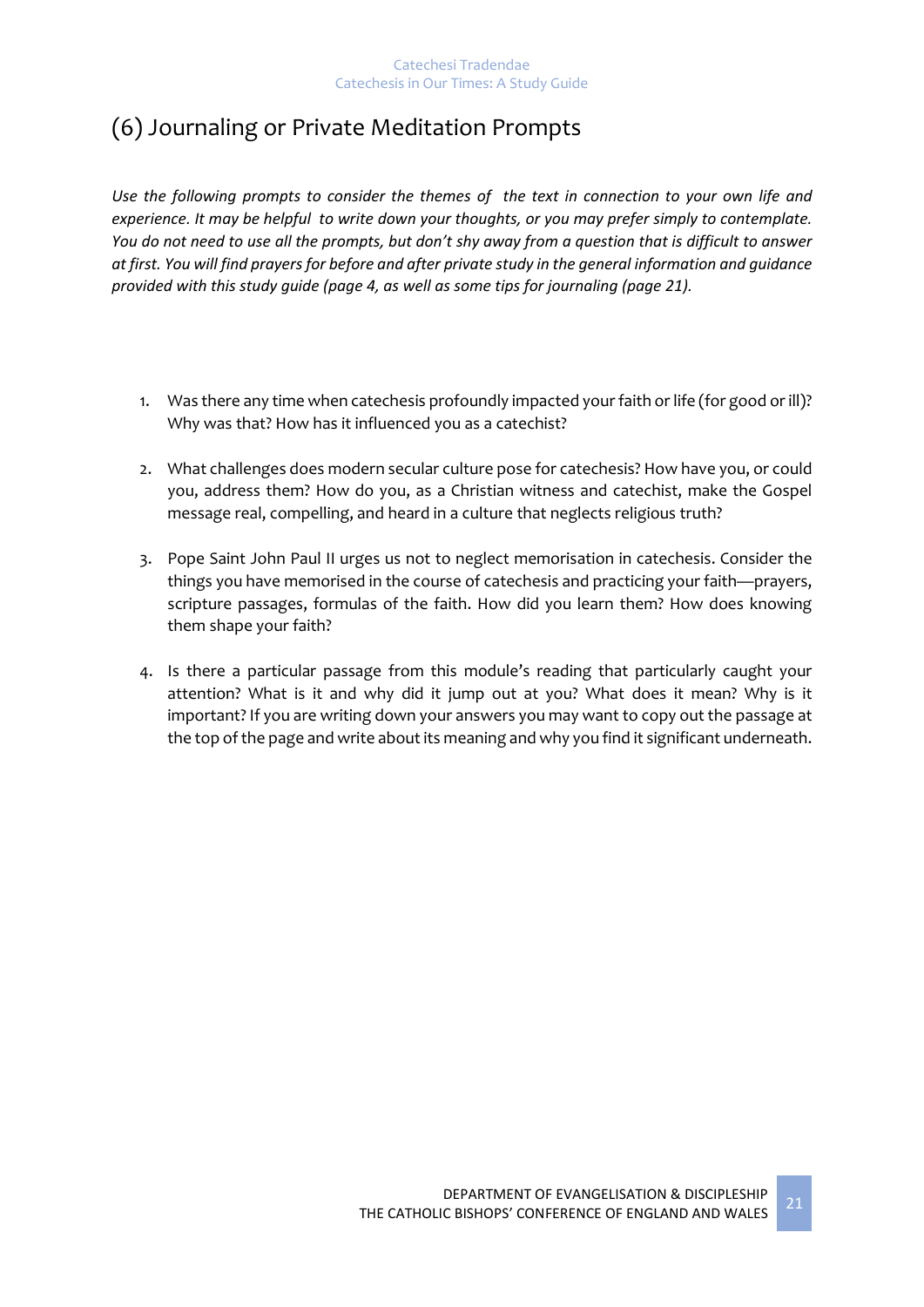## (6) Journaling or Private Meditation Prompts

*Use the following prompts to consider the themes of the text in connection to your own life and experience. It may be helpful to write down your thoughts, or you may prefer simply to contemplate. You do not need to use all the prompts, but don't shy away from a question that is difficult to answer at first. You will find prayers for before and after private study in the general information and guidance provided with this study guide (page 4, as well as some tips for journaling (page 21).*

1. Was there any time when catechesis profoundly impacted your faith or life (for good or ill)? Why was that? How has it influenced you as a catechist?

2. What challenges does modern secular culture pose for catechesis? How have you, or could you, address them? How do you, as a Christian witness and catechist, make the Gospel message real, compelling, and heard in a culture that neglects religious truth?

3. Pope Saint John Paul II urges us not to neglect memorisation in catechesis. Consider the things you have memorised in the course of catechesis and practicing your faith—prayers, scripture passages, formulas of the faith. How did you learn them? How does knowing them shape your faith?

4. Is there a particular passage from this module's reading that particularly caught your attention? What is it and why did it jump out at you? What does it mean? Why is it important? If you are writing down your answers you may want to copy out the passage at the top of the page and write about its meaning and why you find it significant underneath.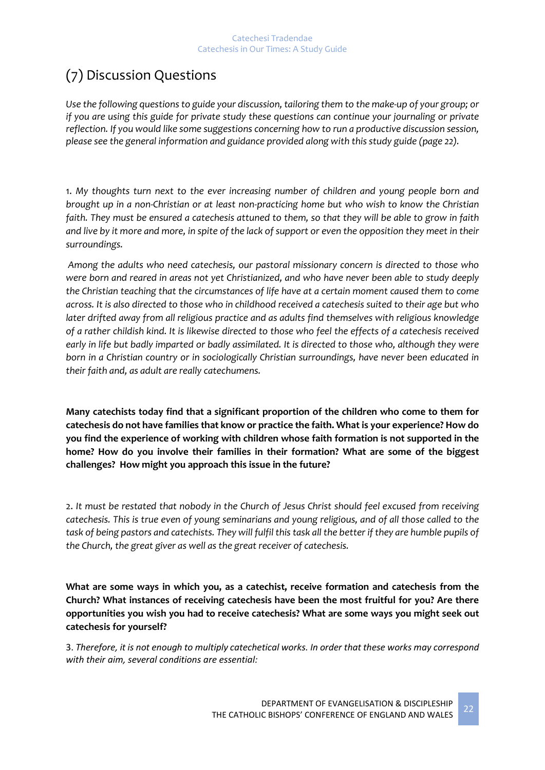## (7) Discussion Questions

*Use the following questions to guide your discussion, tailoring them to the make-up of your group; or if you are using this guide for private study these questions can continue your journaling or private reflection. If you would like some suggestions concerning how to run a productive discussion session, please see the general information and guidance provided along with this study guide (page 22).*

1. *My thoughts turn next to the ever increasing number of children and young people born and brought up in a non-Christian or at least non-practicing home but who wish to know the Christian faith. They must be ensured a catechesis attuned to them, so that they will be able to grow in faith and live by it more and more, in spite of the lack of support or even the opposition they meet in their surroundings.*

*Among the adults who need catechesis, our pastoral missionary concern is directed to those who were born and reared in areas not yet Christianized, and who have never been able to study deeply the Christian teaching that the circumstances of life have at a certain moment caused them to come across. It is also directed to those who in childhood received a catechesis suited to their age but who later drifted away from all religious practice and as adults find themselves with religious knowledge of a rather childish kind. It is likewise directed to those who feel the effects of a catechesis received early in life but badly imparted or badly assimilated. It is directed to those who, although they were born in a Christian country or in sociologically Christian surroundings, have never been educated in their faith and, as adult are really catechumens.*

**Many catechists today find that a significant proportion of the children who come to them for catechesis do not have families that know or practice the faith. What is your experience? How do you find the experience of working with children whose faith formation is not supported in the home? How do you involve their families in their formation? What are some of the biggest challenges? How might you approach this issue in the future?**

2. *It must be restated that nobody in the Church of Jesus Christ should feel excused from receiving catechesis. This is true even of young seminarians and young religious, and of all those called to the task of being pastors and catechists. They will fulfil this task all the better if they are humble pupils of the Church, the great giver as well as the great receiver of catechesis.*

**What are some ways in which you, as a catechist, receive formation and catechesis from the Church? What instances of receiving catechesis have been the most fruitful for you? Are there opportunities you wish you had to receive catechesis? What are some ways you might seek out catechesis for yourself?**

3. *Therefore, it is not enough to multiply catechetical works. In order that these works may correspond with their aim, several conditions are essential:*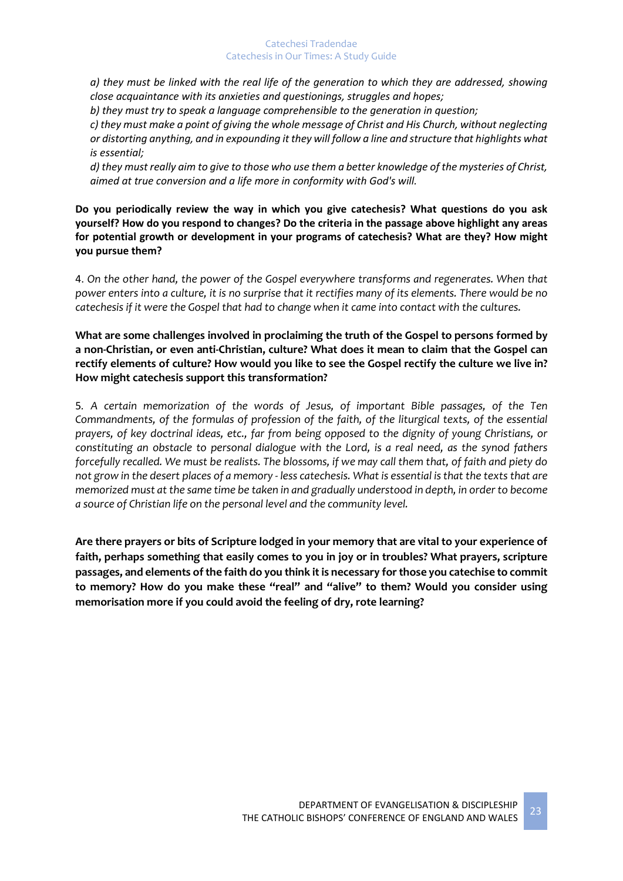*a) they must be linked with the real life of the generation to which they are addressed, showing close acquaintance with its anxieties and questionings, struggles and hopes;*
*b) they must try to speak a language comprehensible to the generation in question;*
*c) they must make a point of giving the whole message of Christ and His Church, without neglecting or distorting anything, and in expounding it they will follow a line and structure that highlights what is essential;*
*d) they must really aim to give to those who use them a better knowledge of the mysteries of Christ, aimed at true conversion and a life more in conformity with God's will.*

**Do you periodically review the way in which you give catechesis? What questions do you ask yourself? How do you respond to changes? Do the criteria in the passage above highlight any areas for potential growth or development in your programs of catechesis? What are they? How might you pursue them?**

4. *On the other hand, the power of the Gospel everywhere transforms and regenerates. When that power enters into a culture, it is no surprise that it rectifies many of its elements. There would be no catechesis if it were the Gospel that had to change when it came into contact with the cultures.*

**What are some challenges involved in proclaiming the truth of the Gospel to persons formed by a non-Christian, or even anti-Christian, culture? What does it mean to claim that the Gospel can rectify elements of culture? How would you like to see the Gospel rectify the culture we live in? How might catechesis support this transformation?**

5. *A certain memorization of the words of Jesus, of important Bible passages, of the Ten Commandments, of the formulas of profession of the faith, of the liturgical texts, of the essential prayers, of key doctrinal ideas, etc., far from being opposed to the dignity of young Christians, or constituting an obstacle to personal dialogue with the Lord, is a real need, as the synod fathers forcefully recalled. We must be realists. The blossoms, if we may call them that, of faith and piety do not grow in the desert places of a memory - less catechesis. What is essential is that the texts that are memorized must at the same time be taken in and gradually understood in depth, in order to become a source of Christian life on the personal level and the community level.*

**Are there prayers or bits of Scripture lodged in your memory that are vital to your experience of faith, perhaps something that easily comes to you in joy or in troubles? What prayers, scripture passages, and elements of the faith do you think it is necessary for those you catechise to commit to memory? How do you make these "real" and "alive" to them? Would you consider using memorisation more if you could avoid the feeling of dry, rote learning?**